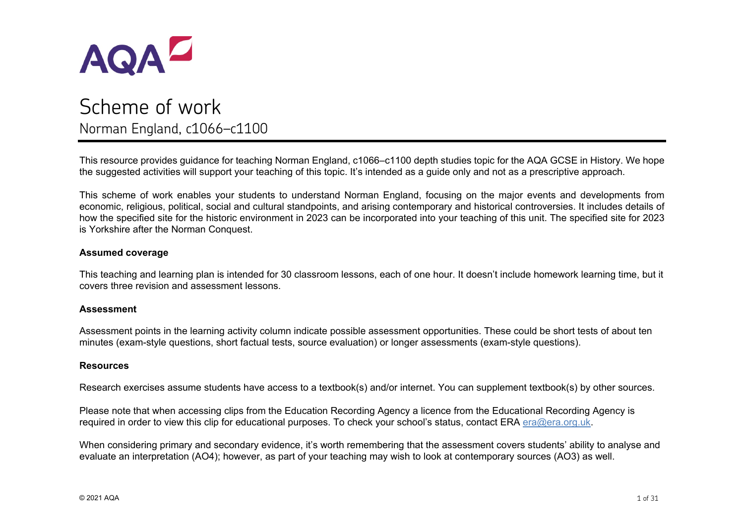# Scheme of work

## Norman England, c1066–c1100

This resource provides guidance for teaching Norman England, c1066–c1100 depth studies topic for the AQA GCSE in History. We hope the suggested activities will support your teaching of this topic. It's intended as a guide only and not as a prescriptive approach.

This scheme of work enables your students to understand Norman England, focusing on the major events and developments from economic, religious, political, social and cultural standpoints, and arising contemporary and historical controversies. It includes details of how the specified site for the historic environment in 2023 can be incorporated into your teaching of this unit. The specified site for 2023 is Yorkshire after the Norman Conquest.

**Assumed coverage**

This teaching and learning plan is intended for 30 classroom lessons, each of one hour. It doesn't include homework learning time, but it covers three revision and assessment lessons.

**Assessment**

Assessment points in the learning activity column indicate possible assessment opportunities. These could be short tests of about ten minutes (exam-style questions, short factual tests, source evaluation) or longer assessments (exam-style questions).

**Resources**

Research exercises assume students have access to a textbook(s) and/or internet. You can supplement textbook(s) by other sources.

Please note that when accessing clips from the Education Recording Agency a licence from the Educational Recording Agency is required in order to view this clip for educational purposes. To check your school's status, contact ERA era@era.org.uk.

When considering primary and secondary evidence, it's worth remembering that the assessment covers students' ability to analyse and evaluate an interpretation (AO4); however, as part of your teaching may wish to look at contemporary sources (AO3) as well.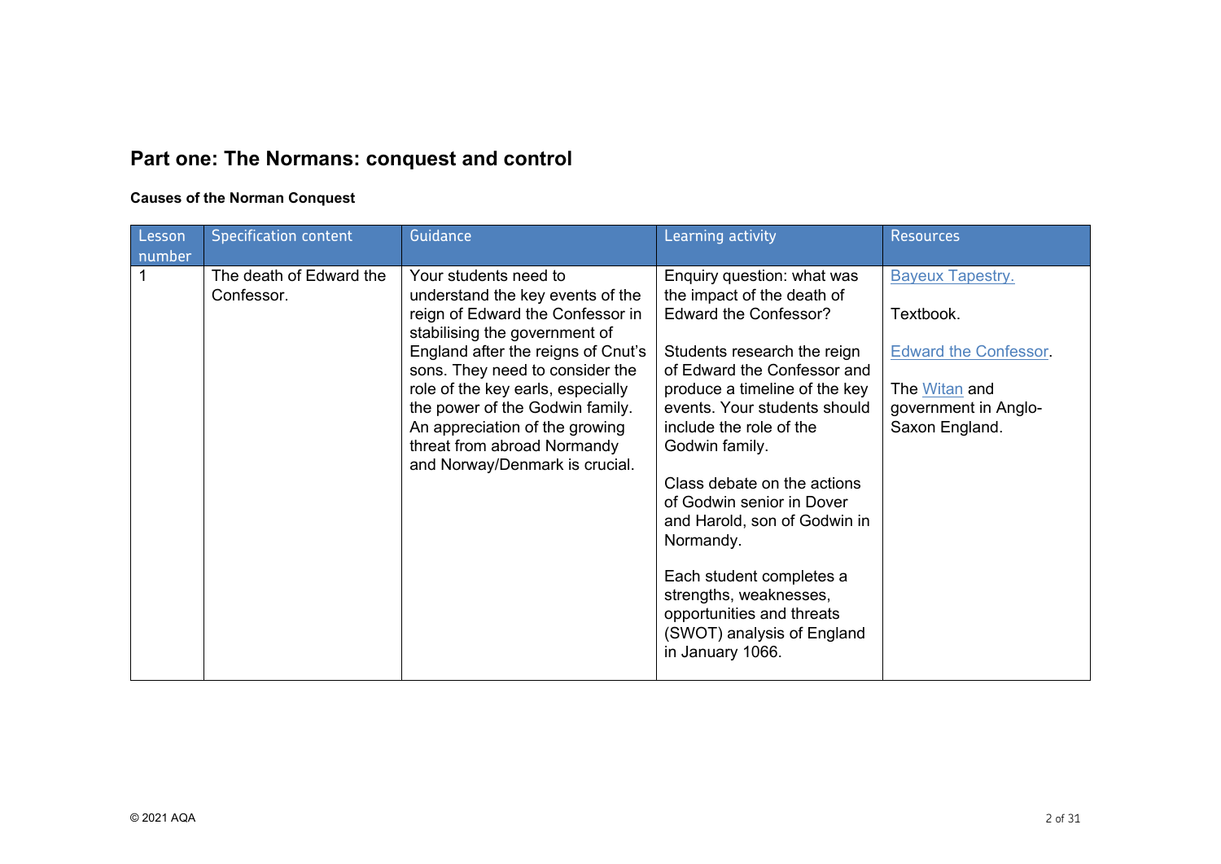## Part one: The Normans: conquest and control

**Causes of the Norman Conquest**

| Lesson number | Specification content | Guidance | Learning activity | Resources |
|---|---|---|---|---|
| 1 | The death of Edward the Confessor. | Your students need to understand the key events of the reign of Edward the Confessor in stabilising the government of England after the reigns of Cnut's sons. They need to consider the role of the key earls, especially the power of the Godwin family. An appreciation of the growing threat from abroad Normandy and Norway/Denmark is crucial. | Enquiry question: what was the impact of the death of Edward the Confessor?<br><br>Students research the reign of Edward the Confessor and produce a timeline of the key events. Your students should include the role of the Godwin family.<br><br>Class debate on the actions of Godwin senior in Dover and Harold, son of Godwin in Normandy.<br><br>Each student completes a strengths, weaknesses, opportunities and threats (SWOT) analysis of England in January 1066. | Bayeux Tapestry.<br><br>Textbook.<br><br>Edward the Confessor.<br><br>The Witan and government in Anglo-Saxon England. |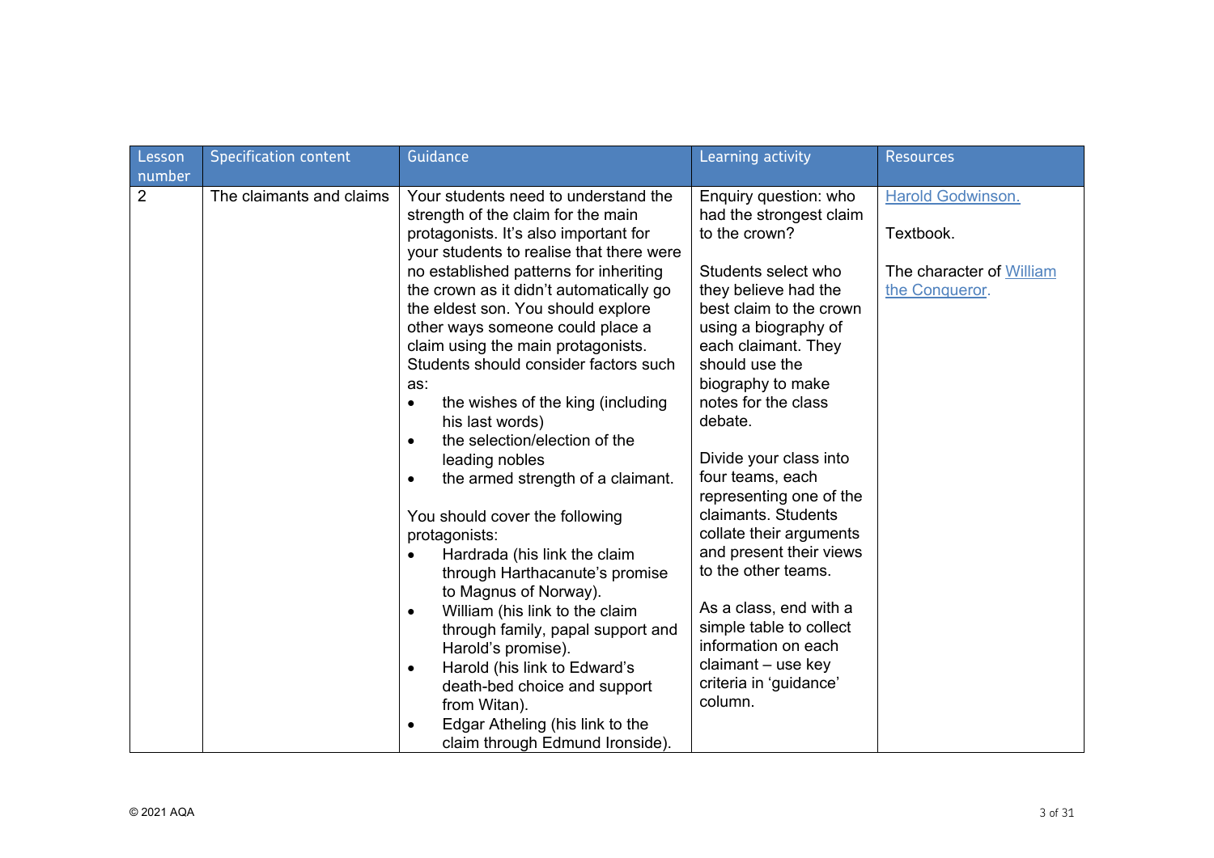| Lesson number | Specification content | Guidance | Learning activity | Resources |
| --- | --- | --- | --- | --- |
| 2 | The claimants and claims | Your students need to understand the strength of the claim for the main protagonists. It's also important for your students to realise that there were no established patterns for inheriting the crown as it didn't automatically go the eldest son. You should explore other ways someone could place a claim using the main protagonists. Students should consider factors such as:<br>• the wishes of the king (including his last words)<br>• the selection/election of the leading nobles<br>• the armed strength of a claimant.<br><br>You should cover the following protagonists:<br>• Hardrada (his link the claim through Harthacanute's promise to Magnus of Norway).<br>• William (his link to the claim through family, papal support and Harold's promise).<br>• Harold (his link to Edward's death-bed choice and support from Witan).<br>• Edgar Atheling (his link to the claim through Edmund Ironside). | Enquiry question: who had the strongest claim to the crown?<br><br>Students select who they believe had the best claim to the crown using a biography of each claimant. They should use the biography to make notes for the class debate.<br><br>Divide your class into four teams, each representing one of the claimants. Students collate their arguments and present their views to the other teams.<br><br>As a class, end with a simple table to collect information on each claimant – use key criteria in 'guidance' column. | Harold Godwinson.<br><br>Textbook.<br><br>The character of William the Conqueror. |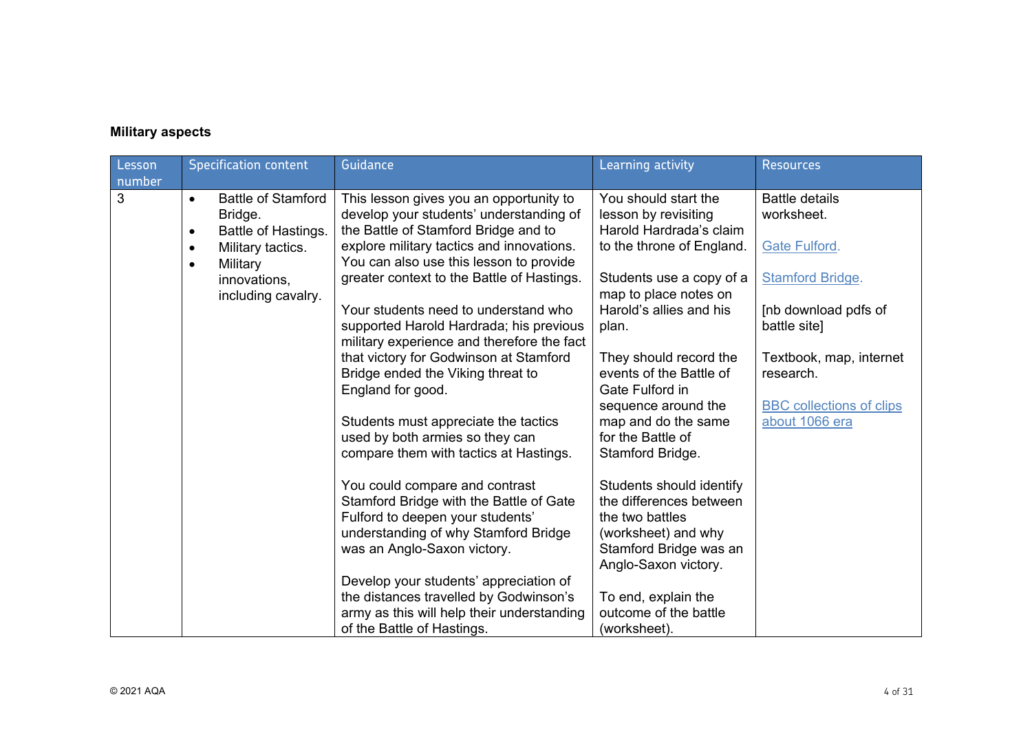**Military aspects**

| Lesson number | Specification content | Guidance | Learning activity | Resources |
|---|---|---|---|---|
| 3 | • Battle of Stamford Bridge.<br>• Battle of Hastings.<br>• Military tactics.<br>• Military innovations, including cavalry. | This lesson gives you an opportunity to develop your students' understanding of the Battle of Stamford Bridge and to explore military tactics and innovations. You can also use this lesson to provide greater context to the Battle of Hastings.<br><br>Your students need to understand who supported Harold Hardrada; his previous military experience and therefore the fact that victory for Godwinson at Stamford Bridge ended the Viking threat to England for good.<br><br>Students must appreciate the tactics used by both armies so they can compare them with tactics at Hastings.<br><br>You could compare and contrast Stamford Bridge with the Battle of Gate Fulford to deepen your students' understanding of why Stamford Bridge was an Anglo-Saxon victory.<br><br>Develop your students' appreciation of the distances travelled by Godwinson's army as this will help their understanding of the Battle of Hastings. | You should start the lesson by revisiting Harold Hardrada's claim to the throne of England.<br><br>Students use a copy of a map to place notes on Harold's allies and his plan.<br><br>They should record the events of the Battle of Gate Fulford in sequence around the map and do the same for the Battle of Stamford Bridge.<br><br>Students should identify the differences between the two battles (worksheet) and why Stamford Bridge was an Anglo-Saxon victory.<br><br>To end, explain the outcome of the battle (worksheet). | Battle details worksheet.<br><br>Gate Fulford.<br><br>Stamford Bridge.<br><br>[nb download pdfs of battle site]<br><br>Textbook, map, internet research.<br><br>BBC collections of clips about 1066 era |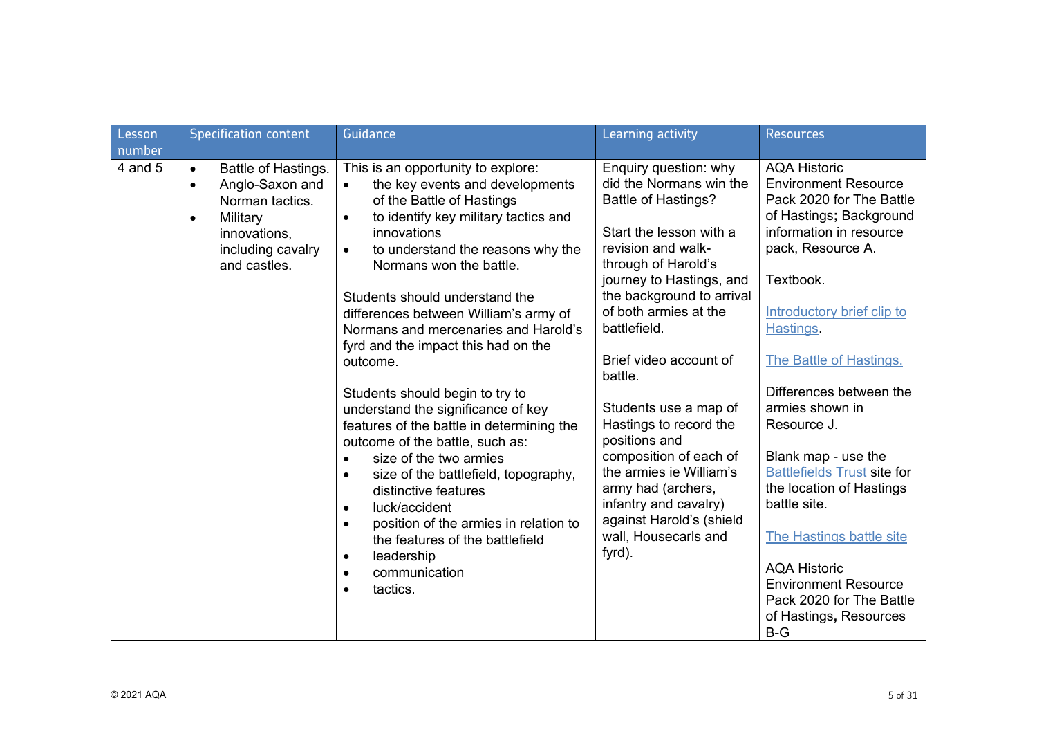| Lesson number | Specification content | Guidance | Learning activity | Resources |
|---|---|---|---|---|
| 4 and 5 | • Battle of Hastings.<br>• Anglo-Saxon and Norman tactics.<br>• Military innovations, including cavalry and castles. | This is an opportunity to explore:<br>• the key events and developments of the Battle of Hastings<br>• to identify key military tactics and innovations<br>• to understand the reasons why the Normans won the battle.<br><br>Students should understand the differences between William's army of Normans and mercenaries and Harold's fyrd and the impact this had on the outcome.<br><br>Students should begin to try to understand the significance of key features of the battle in determining the outcome of the battle, such as:<br>• size of the two armies<br>• size of the battlefield, topography, distinctive features<br>• luck/accident<br>• position of the armies in relation to the features of the battlefield<br>• leadership<br>• communication<br>• tactics. | Enquiry question: why did the Normans win the Battle of Hastings?<br><br>Start the lesson with a revision and walk-through of Harold's journey to Hastings, and the background to arrival of both armies at the battlefield.<br><br>Brief video account of battle.<br><br>Students use a map of Hastings to record the positions and composition of each of the armies ie William's army had (archers, infantry and cavalry) against Harold's (shield wall, Housecarls and fyrd). | AQA Historic Environment Resource Pack 2020 for The Battle of Hastings**;** Background information in resource pack, Resource A.<br><br>Textbook.<br><br>Introductory brief clip to Hastings.<br><br>The Battle of Hastings.<br><br>Differences between the armies shown in Resource J.<br><br>Blank map - use the Battlefields Trust site for the location of Hastings battle site.<br><br>The Hastings battle site<br><br>AQA Historic Environment Resource Pack 2020 for The Battle of Hastings**,** Resources B-G |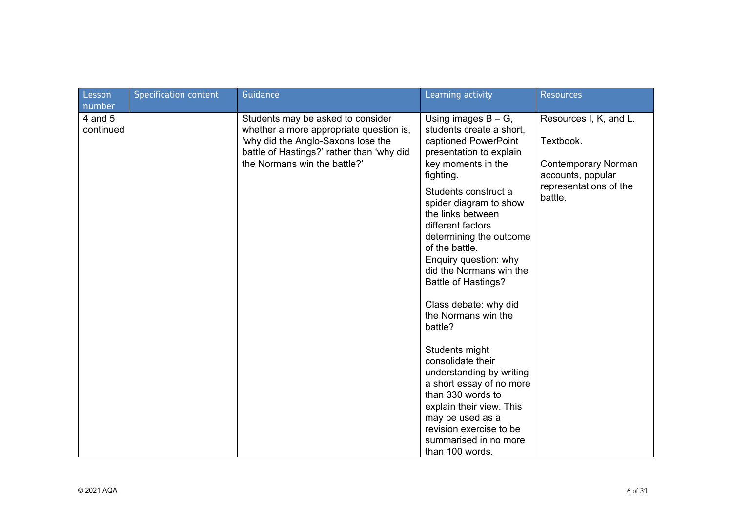| Lesson number | Specification content | Guidance | Learning activity | Resources |
|---|---|---|---|---|
| 4 and 5 continued | | Students may be asked to consider whether a more appropriate question is, 'why did the Anglo-Saxons lose the battle of Hastings?' rather than 'why did the Normans win the battle?' | Using images B – G, students create a short, captioned PowerPoint presentation to explain key moments in the fighting.<br><br>Students construct a spider diagram to show the links between different factors determining the outcome of the battle.<br>Enquiry question: why did the Normans win the Battle of Hastings?<br><br>Class debate: why did the Normans win the battle?<br><br>Students might consolidate their understanding by writing a short essay of no more than 330 words to explain their view. This may be used as a revision exercise to be summarised in no more than 100 words. | Resources I, K, and L.<br><br>Textbook.<br><br>Contemporary Norman accounts, popular representations of the battle. |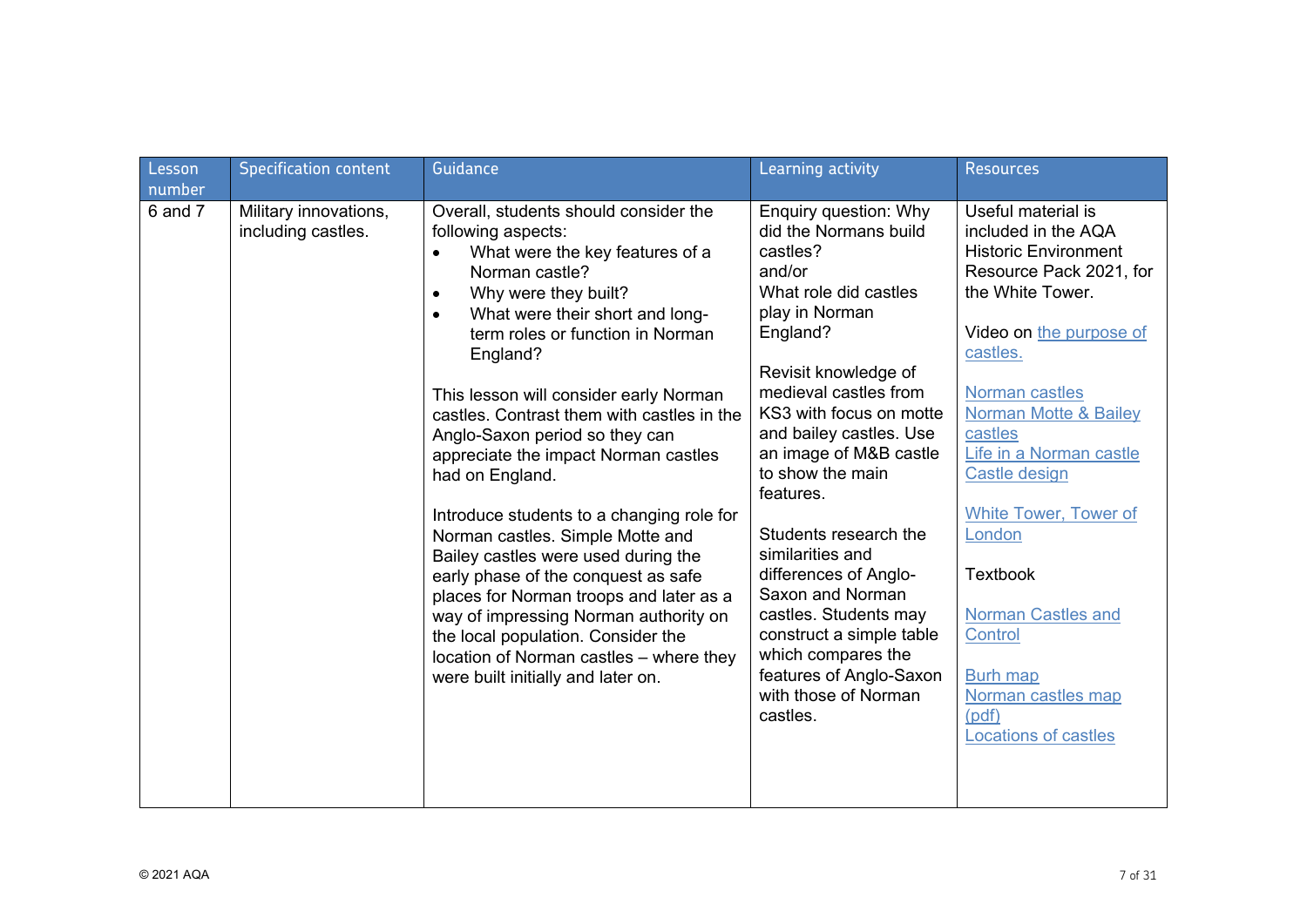| Lesson number | Specification content | Guidance | Learning activity | Resources |
|---|---|---|---|---|
| 6 and 7 | Military innovations, including castles. | Overall, students should consider the following aspects:<br>• What were the key features of a Norman castle?<br>• Why were they built?<br>• What were their short and long-term roles or function in Norman England?<br><br>This lesson will consider early Norman castles. Contrast them with castles in the Anglo-Saxon period so they can appreciate the impact Norman castles had on England.<br><br>Introduce students to a changing role for Norman castles. Simple Motte and Bailey castles were used during the early phase of the conquest as safe places for Norman troops and later as a way of impressing Norman authority on the local population. Consider the location of Norman castles – where they were built initially and later on. | Enquiry question: Why did the Normans build castles?<br>and/or<br>What role did castles play in Norman England?<br><br>Revisit knowledge of medieval castles from KS3 with focus on motte and bailey castles. Use an image of M&B castle to show the main features.<br><br>Students research the similarities and differences of Anglo-Saxon and Norman castles. Students may construct a simple table which compares the features of Anglo-Saxon with those of Norman castles. | Useful material is included in the AQA Historic Environment Resource Pack 2021, for the White Tower.<br><br>Video on the purpose of castles.<br><br>Norman castles<br>Norman Motte & Bailey castles<br>Life in a Norman castle<br>Castle design<br><br>White Tower, Tower of London<br><br>Textbook<br><br>Norman Castles and Control<br><br>Burh map<br>Norman castles map (pdf)<br>Locations of castles |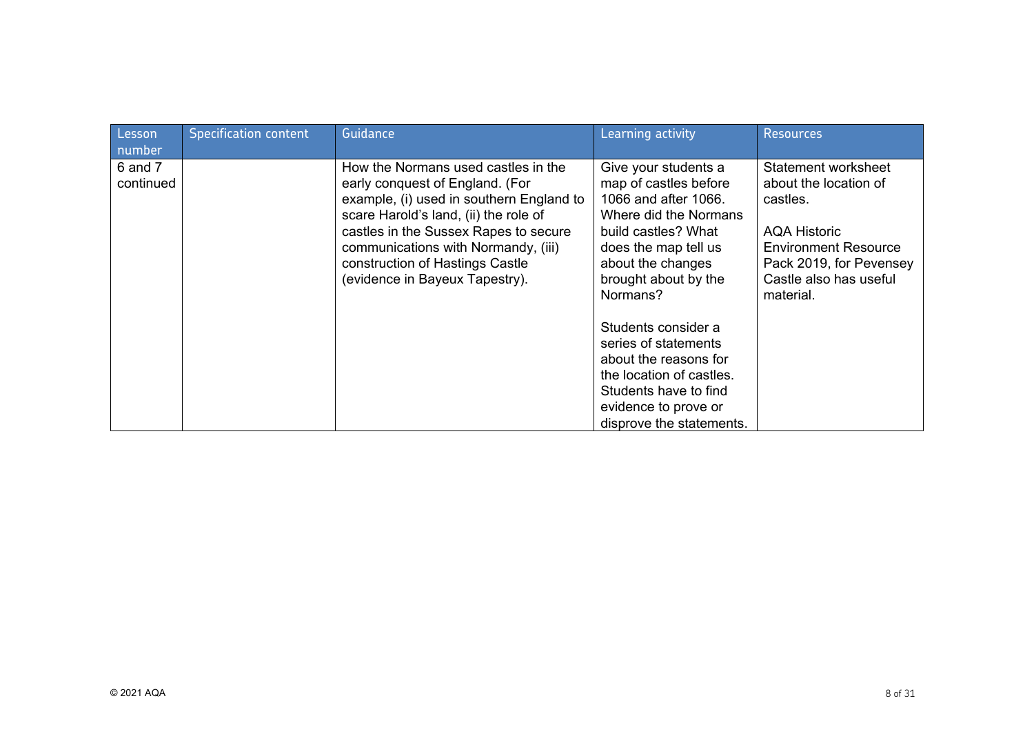| Lesson number | Specification content | Guidance | Learning activity | Resources |
|---|---|---|---|---|
| 6 and 7 continued | | How the Normans used castles in the early conquest of England. (For example, (i) used in southern England to scare Harold's land, (ii) the role of castles in the Sussex Rapes to secure communications with Normandy, (iii) construction of Hastings Castle (evidence in Bayeux Tapestry). | Give your students a map of castles before 1066 and after 1066. Where did the Normans build castles? What does the map tell us about the changes brought about by the Normans?<br><br>Students consider a series of statements about the reasons for the location of castles. Students have to find evidence to prove or disprove the statements. | Statement worksheet about the location of castles.<br><br>AQA Historic Environment Resource Pack 2019, for Pevensey Castle also has useful material. |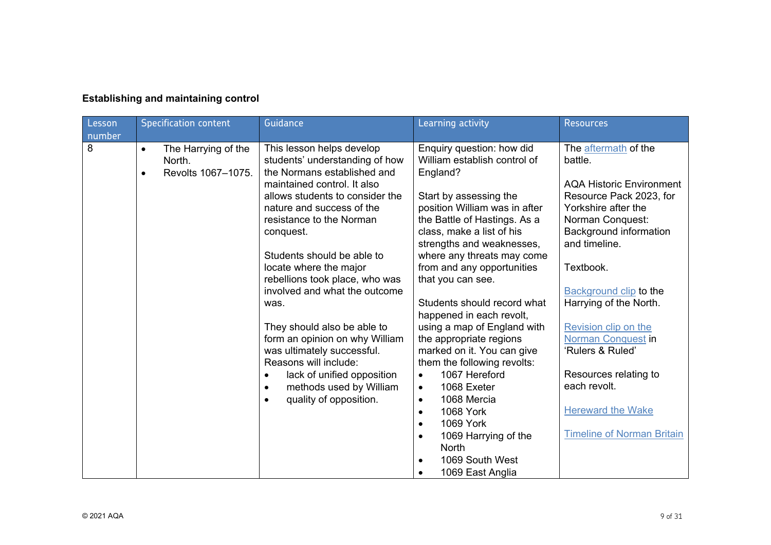## Establishing and maintaining control

| Lesson number | Specification content | Guidance | Learning activity | Resources |
|---|---|---|---|---|
| 8 | • The Harrying of the North.<br>• Revolts 1067–1075. | This lesson helps develop students' understanding of how the Normans established and maintained control. It also allows students to consider the nature and success of the resistance to the Norman conquest.<br><br>Students should be able to locate where the major rebellions took place, who was involved and what the outcome was.<br><br>They should also be able to form an opinion on why William was ultimately successful. Reasons will include:<br>• lack of unified opposition<br>• methods used by William<br>• quality of opposition. | Enquiry question: how did William establish control of England?<br><br>Start by assessing the position William was in after the Battle of Hastings. As a class, make a list of his strengths and weaknesses, where any threats may come from and any opportunities that you can see.<br><br>Students should record what happened in each revolt, using a map of England with the appropriate regions marked on it. You can give them the following revolts:<br>• 1067 Hereford<br>• 1068 Exeter<br>• 1068 Mercia<br>• 1068 York<br>• 1069 York<br>• 1069 Harrying of the North<br>• 1069 South West<br>• 1069 East Anglia | The aftermath of the battle.<br><br>AQA Historic Environment Resource Pack 2023, for Yorkshire after the Norman Conquest: Background information and timeline.<br><br>Textbook.<br><br>Background clip to the Harrying of the North.<br><br>Revision clip on the Norman Conquest in 'Rulers & Ruled'<br><br>Resources relating to each revolt.<br><br>Hereward the Wake<br><br>Timeline of Norman Britain |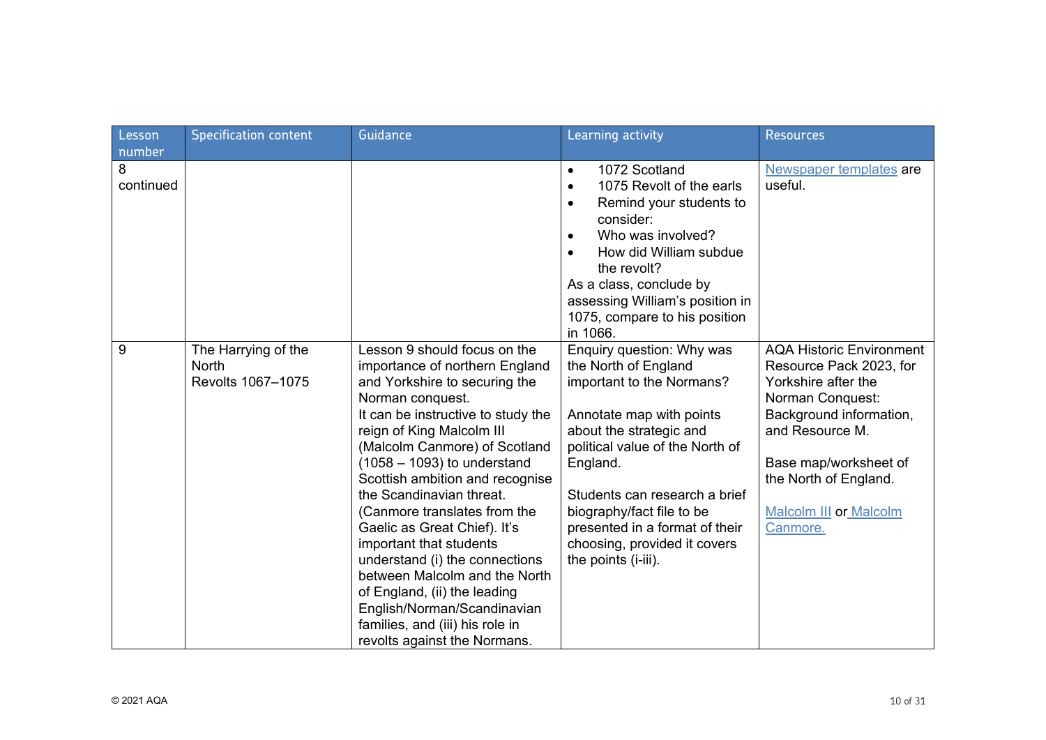| Lesson number | Specification content | Guidance | Learning activity | Resources |
|---|---|---|---|---|
| 8 continued | | | • 1072 Scotland<br>• 1075 Revolt of the earls<br>• Remind your students to consider:<br>• Who was involved?<br>• How did William subdue the revolt?<br>As a class, conclude by assessing William's position in 1075, compare to his position in 1066. | Newspaper templates are useful. |
| 9 | The Harrying of the North<br>Revolts 1067–1075 | Lesson 9 should focus on the importance of northern England and Yorkshire to securing the Norman conquest.<br>It can be instructive to study the reign of King Malcolm III (Malcolm Canmore) of Scotland (1058 – 1093) to understand Scottish ambition and recognise the Scandinavian threat. (Canmore translates from the Gaelic as Great Chief). It's important that students understand (i) the connections between Malcolm and the North of England, (ii) the leading English/Norman/Scandinavian families, and (iii) his role in revolts against the Normans. | Enquiry question: Why was the North of England important to the Normans?<br><br>Annotate map with points about the strategic and political value of the North of England.<br><br>Students can research a brief biography/fact file to be presented in a format of their choosing, provided it covers the points (i-iii). | AQA Historic Environment Resource Pack 2023, for Yorkshire after the Norman Conquest: Background information, and Resource M.<br><br>Base map/worksheet of the North of England.<br><br>Malcolm III or Malcolm Canmore. |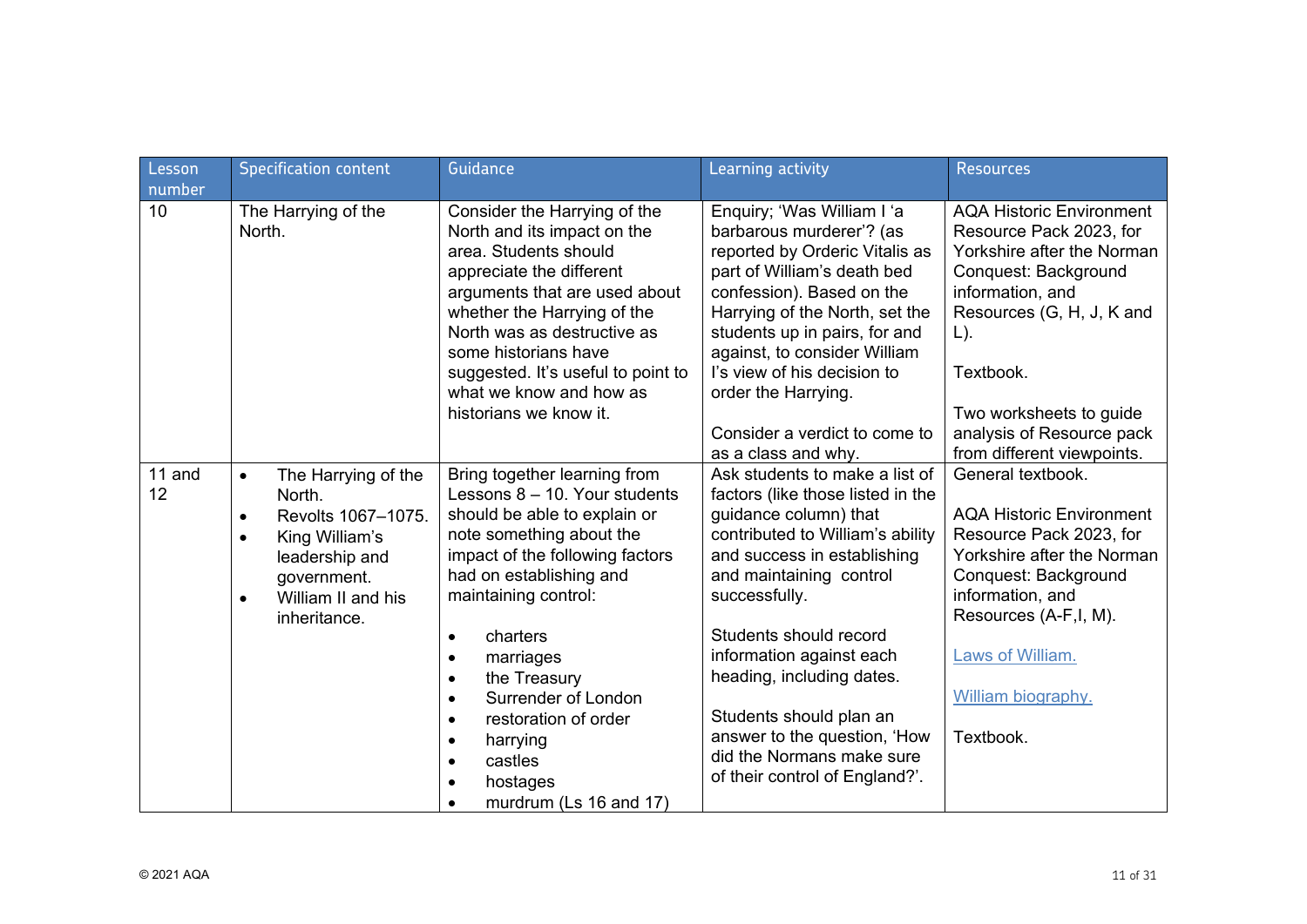| Lesson number | Specification content | Guidance | Learning activity | Resources |
|---|---|---|---|---|
| 10 | The Harrying of the North. | Consider the Harrying of the North and its impact on the area. Students should appreciate the different arguments that are used about whether the Harrying of the North was as destructive as some historians have suggested. It's useful to point to what we know and how as historians we know it. | Enquiry; 'Was William I 'a barbarous murderer'? (as reported by Orderic Vitalis as part of William's death bed confession). Based on the Harrying of the North, set the students up in pairs, for and against, to consider William I's view of his decision to order the Harrying.<br><br>Consider a verdict to come to as a class and why. | AQA Historic Environment Resource Pack 2023, for Yorkshire after the Norman Conquest: Background information, and Resources (G, H, J, K and L).<br><br>Textbook.<br><br>Two worksheets to guide analysis of Resource pack from different viewpoints. |
| 11 and 12 | • The Harrying of the North.<br>• Revolts 1067–1075.<br>• King William's leadership and government.<br>• William II and his inheritance. | Bring together learning from Lessons 8 – 10. Your students should be able to explain or note something about the impact of the following factors had on establishing and maintaining control:<br><br>• charters<br>• marriages<br>• the Treasury<br>• Surrender of London<br>• restoration of order<br>• harrying<br>• castles<br>• hostages<br>• murdrum (Ls 16 and 17) | Ask students to make a list of factors (like those listed in the guidance column) that contributed to William's ability and success in establishing and maintaining control successfully.<br><br>Students should record information against each heading, including dates.<br><br>Students should plan an answer to the question, 'How did the Normans make sure of their control of England?'. | General textbook.<br><br>AQA Historic Environment Resource Pack 2023, for Yorkshire after the Norman Conquest: Background information, and Resources (A-F,I, M).<br><br>Laws of William.<br><br>William biography.<br><br>Textbook. |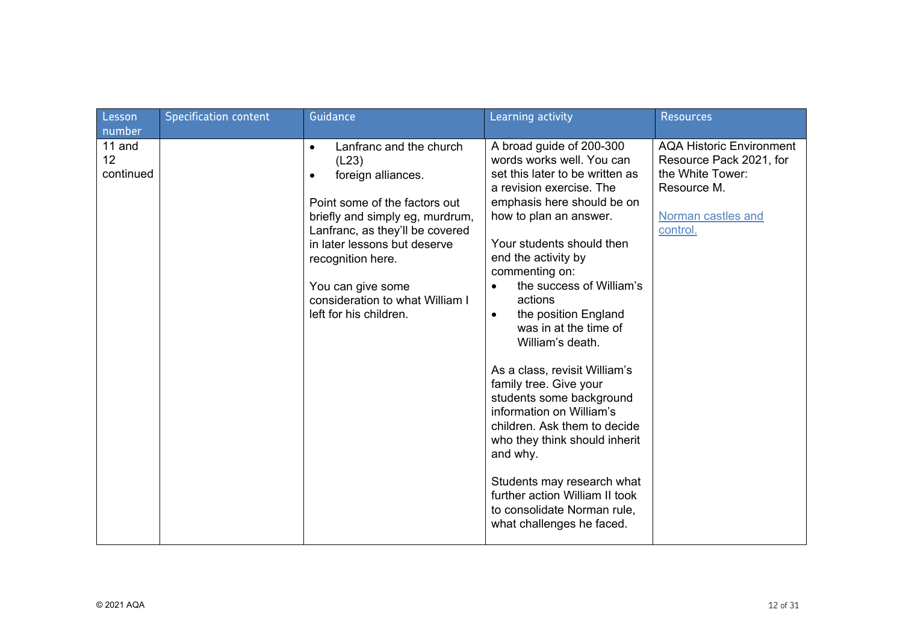| Lesson number | Specification content | Guidance | Learning activity | Resources |
|---|---|---|---|---|
| 11 and 12 continued | | • Lanfranc and the church (L23)<br>• foreign alliances.<br><br>Point some of the factors out briefly and simply eg, murdrum, Lanfranc, as they'll be covered in later lessons but deserve recognition here.<br><br>You can give some consideration to what William I left for his children. | A broad guide of 200-300 words works well. You can set this later to be written as a revision exercise. The emphasis here should be on how to plan an answer.<br><br>Your students should then end the activity by commenting on:<br>• the success of William's actions<br>• the position England was in at the time of William's death.<br><br>As a class, revisit William's family tree. Give your students some background information on William's children. Ask them to decide who they think should inherit and why.<br><br>Students may research what further action William II took to consolidate Norman rule, what challenges he faced. | AQA Historic Environment Resource Pack 2021, for the White Tower: Resource M.<br><br>Norman castles and control. |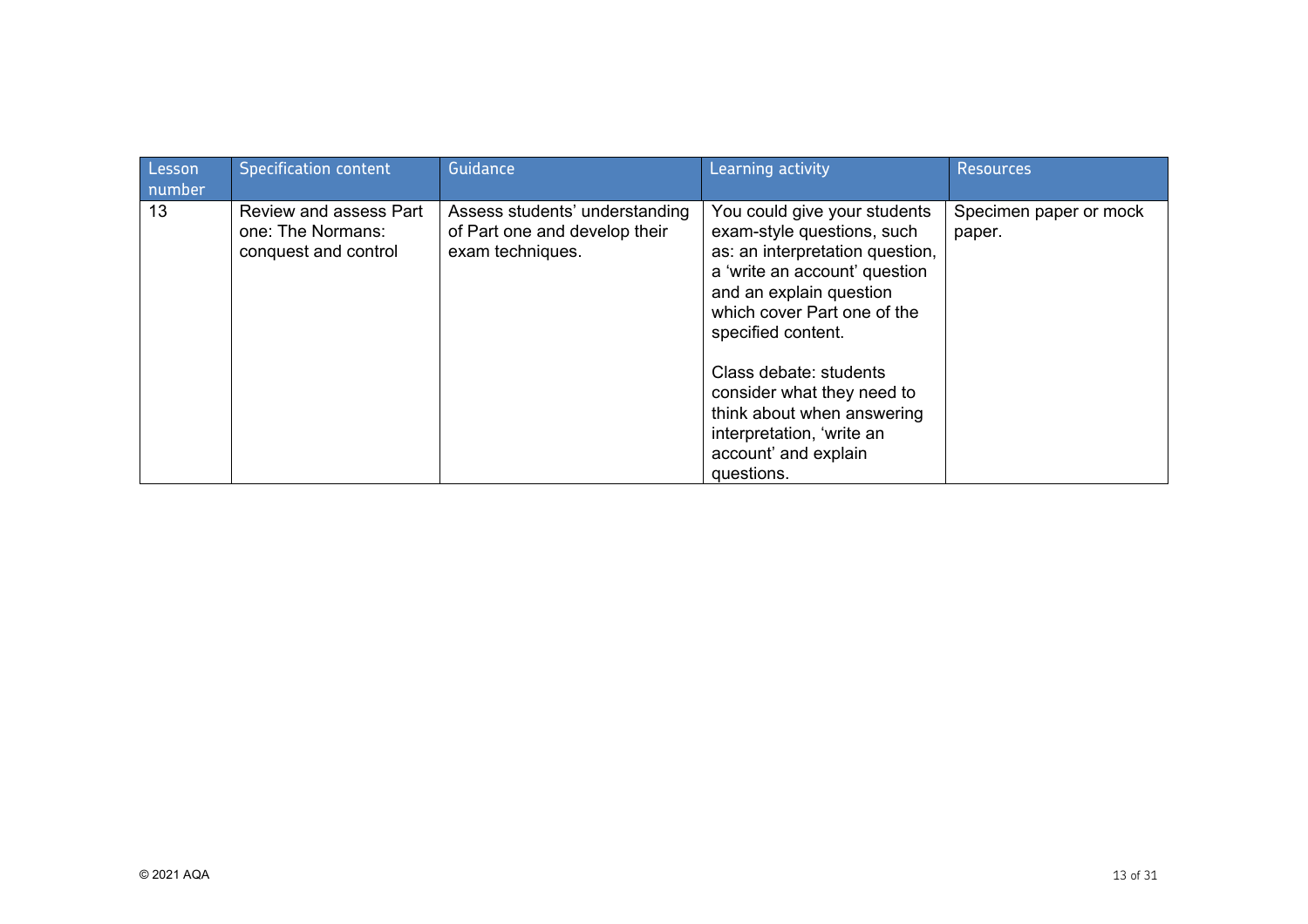| Lesson number | Specification content | Guidance | Learning activity | Resources |
|---|---|---|---|---|
| 13 | Review and assess Part one: The Normans: conquest and control | Assess students' understanding of Part one and develop their exam techniques. | You could give your students exam-style questions, such as: an interpretation question, a 'write an account' question and an explain question which cover Part one of the specified content.<br><br>Class debate: students consider what they need to think about when answering interpretation, 'write an account' and explain questions. | Specimen paper or mock paper. |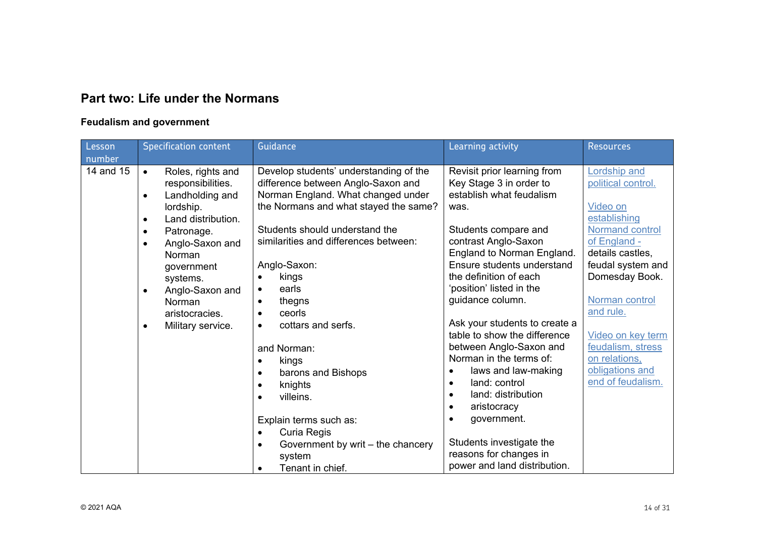## Part two: Life under the Normans

### Feudalism and government

| Lesson number | Specification content | Guidance | Learning activity | Resources |
|---|---|---|---|---|
| 14 and 15 | • Roles, rights and responsibilities.<br>• Landholding and lordship.<br>• Land distribution.<br>• Patronage.<br>• Anglo-Saxon and Norman government systems.<br>• Anglo-Saxon and Norman aristocracies.<br>• Military service. | Develop students' understanding of the difference between Anglo-Saxon and Norman England. What changed under the Normans and what stayed the same?<br><br>Students should understand the similarities and differences between:<br><br>Anglo-Saxon:<br>• kings<br>• earls<br>• thegns<br>• ceorls<br>• cottars and serfs.<br><br>and Norman:<br>• kings<br>• barons and Bishops<br>• knights<br>• villeins.<br><br>Explain terms such as:<br>• Curia Regis<br>• Government by writ – the chancery system<br>• Tenant in chief. | Revisit prior learning from Key Stage 3 in order to establish what feudalism was.<br><br>Students compare and contrast Anglo-Saxon England to Norman England. Ensure students understand the definition of each 'position' listed in the guidance column.<br><br>Ask your students to create a table to show the difference between Anglo-Saxon and Norman in the terms of:<br>• laws and law-making<br>• land: control<br>• land: distribution<br>• aristocracy<br>• government.<br><br>Students investigate the reasons for changes in power and land distribution. | Lordship and political control.<br><br>Video on establishing Normand control of England - details castles, feudal system and Domesday Book.<br><br>Norman control and rule.<br><br>Video on key term feudalism, stress on relations, obligations and end of feudalism. |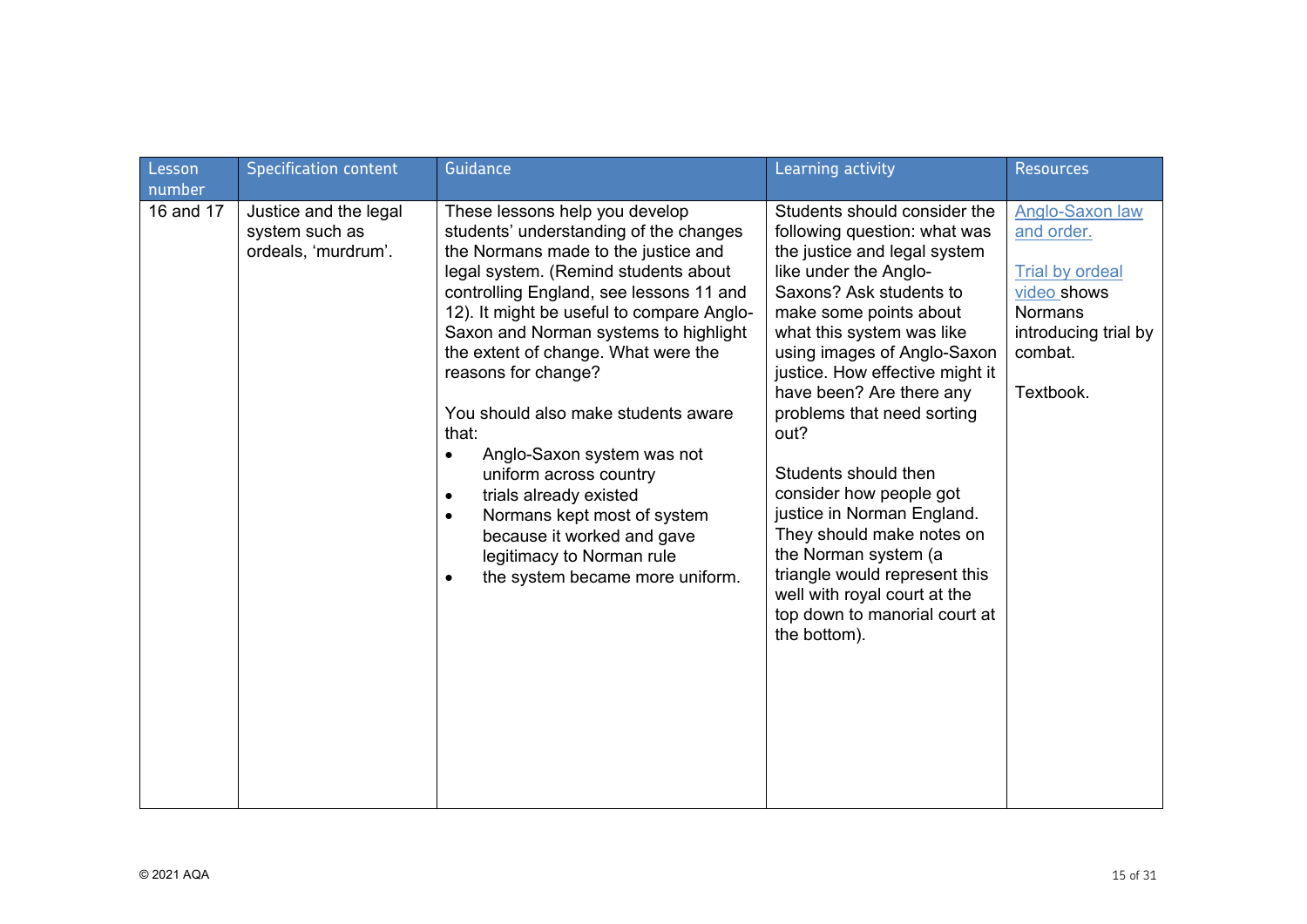| Lesson number | Specification content | Guidance | Learning activity | Resources |
|---|---|---|---|---|
| 16 and 17 | Justice and the legal system such as ordeals, 'murdrum'. | These lessons help you develop students' understanding of the changes the Normans made to the justice and legal system. (Remind students about controlling England, see lessons 11 and 12). It might be useful to compare Anglo-Saxon and Norman systems to highlight the extent of change. What were the reasons for change?<br><br>You should also make students aware that:<ul><li>Anglo-Saxon system was not uniform across country</li><li>trials already existed</li><li>Normans kept most of system because it worked and gave legitimacy to Norman rule</li><li>the system became more uniform.</li></ul> | Students should consider the following question: what was the justice and legal system like under the Anglo-Saxons? Ask students to make some points about what this system was like using images of Anglo-Saxon justice. How effective might it have been? Are there any problems that need sorting out?<br><br>Students should then consider how people got justice in Norman England. They should make notes on the Norman system (a triangle would represent this well with royal court at the top down to manorial court at the bottom). | Anglo-Saxon law and order.<br><br>Trial by ordeal video shows Normans introducing trial by combat.<br><br>Textbook. |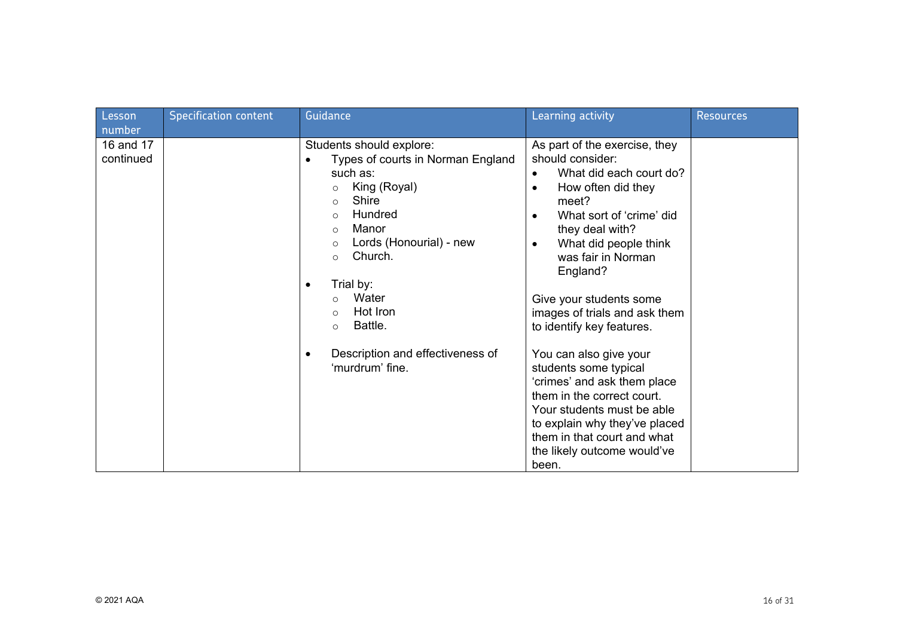| Lesson number | Specification content | Guidance | Learning activity | Resources |
|---|---|---|---|---|
| 16 and 17 continued | | Students should explore:<br>• Types of courts in Norman England such as:<br>&nbsp;&nbsp;○ King (Royal)<br>&nbsp;&nbsp;○ Shire<br>&nbsp;&nbsp;○ Hundred<br>&nbsp;&nbsp;○ Manor<br>&nbsp;&nbsp;○ Lords (Honourial) - new<br>&nbsp;&nbsp;○ Church.<br><br>• Trial by:<br>&nbsp;&nbsp;○ Water<br>&nbsp;&nbsp;○ Hot Iron<br>&nbsp;&nbsp;○ Battle.<br><br>• Description and effectiveness of 'murdrum' fine. | As part of the exercise, they should consider:<br>• What did each court do?<br>• How often did they meet?<br>• What sort of 'crime' did they deal with?<br>• What did people think was fair in Norman England?<br><br>Give your students some images of trials and ask them to identify key features.<br><br>You can also give your students some typical 'crimes' and ask them place them in the correct court. Your students must be able to explain why they've placed them in that court and what the likely outcome would've been. | |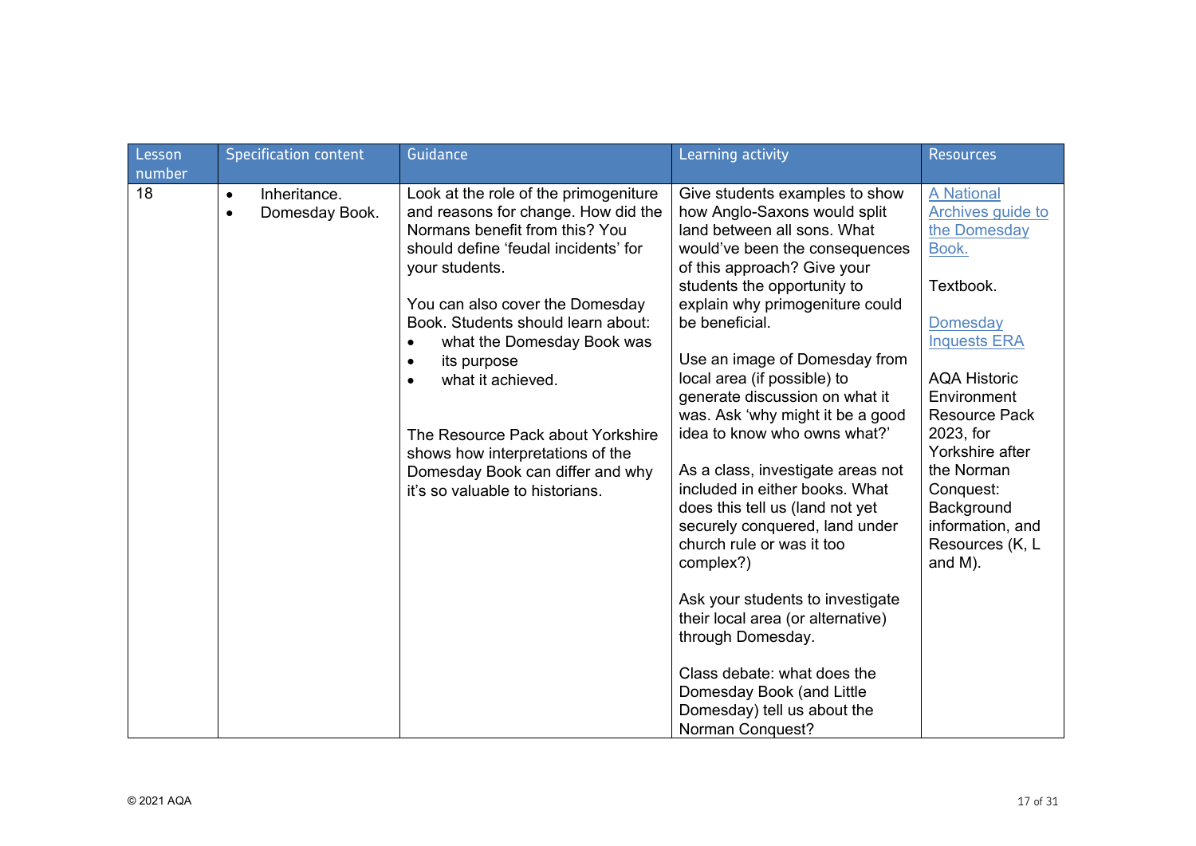| Lesson number | Specification content | Guidance | Learning activity | Resources |
|---|---|---|---|---|
| 18 | • Inheritance.<br>• Domesday Book. | Look at the role of the primogeniture and reasons for change. How did the Normans benefit from this? You should define 'feudal incidents' for your students.<br><br>You can also cover the Domesday Book. Students should learn about:<br>• what the Domesday Book was<br>• its purpose<br>• what it achieved.<br><br>The Resource Pack about Yorkshire shows how interpretations of the Domesday Book can differ and why it's so valuable to historians. | Give students examples to show how Anglo-Saxons would split land between all sons. What would've been the consequences of this approach? Give your students the opportunity to explain why primogeniture could be beneficial.<br><br>Use an image of Domesday from local area (if possible) to generate discussion on what it was. Ask 'why might it be a good idea to know who owns what?'<br><br>As a class, investigate areas not included in either books. What does this tell us (land not yet securely conquered, land under church rule or was it too complex?)<br><br>Ask your students to investigate their local area (or alternative) through Domesday.<br><br>Class debate: what does the Domesday Book (and Little Domesday) tell us about the Norman Conquest? | A National Archives guide to the Domesday Book.<br><br>Textbook.<br><br>Domesday Inquests ERA<br><br>AQA Historic Environment Resource Pack 2023, for Yorkshire after the Norman Conquest: Background information, and Resources (K, L and M). |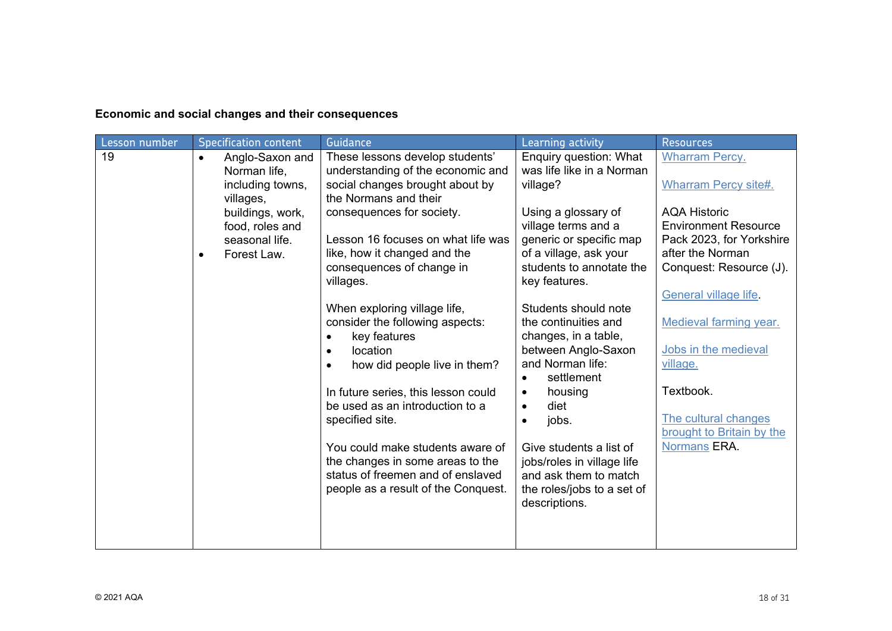**Economic and social changes and their consequences**

| Lesson number | Specification content | Guidance | Learning activity | Resources |
|---|---|---|---|---|
| 19 | • Anglo-Saxon and Norman life, including towns, villages, buildings, work, food, roles and seasonal life.<br>• Forest Law. | These lessons develop students' understanding of the economic and social changes brought about by the Normans and their consequences for society.<br><br>Lesson 16 focuses on what life was like, how it changed and the consequences of change in villages.<br><br>When exploring village life, consider the following aspects:<br>• key features<br>• location<br>• how did people live in them?<br><br>In future series, this lesson could be used as an introduction to a specified site.<br><br>You could make students aware of the changes in some areas to the status of freemen and of enslaved people as a result of the Conquest. | Enquiry question: What was life like in a Norman village?<br><br>Using a glossary of village terms and a generic or specific map of a village, ask your students to annotate the key features.<br><br>Students should note the continuities and changes, in a table, between Anglo-Saxon and Norman life:<br>• settlement<br>• housing<br>• diet<br>• jobs.<br><br>Give students a list of jobs/roles in village life and ask them to match the roles/jobs to a set of descriptions. | Wharram Percy.<br><br>Wharram Percy site#.<br><br>AQA Historic Environment Resource Pack 2023, for Yorkshire after the Norman Conquest: Resource (J).<br><br>General village life.<br><br>Medieval farming year.<br><br>Jobs in the medieval village.<br><br>Textbook.<br><br>The cultural changes brought to Britain by the Normans ERA. |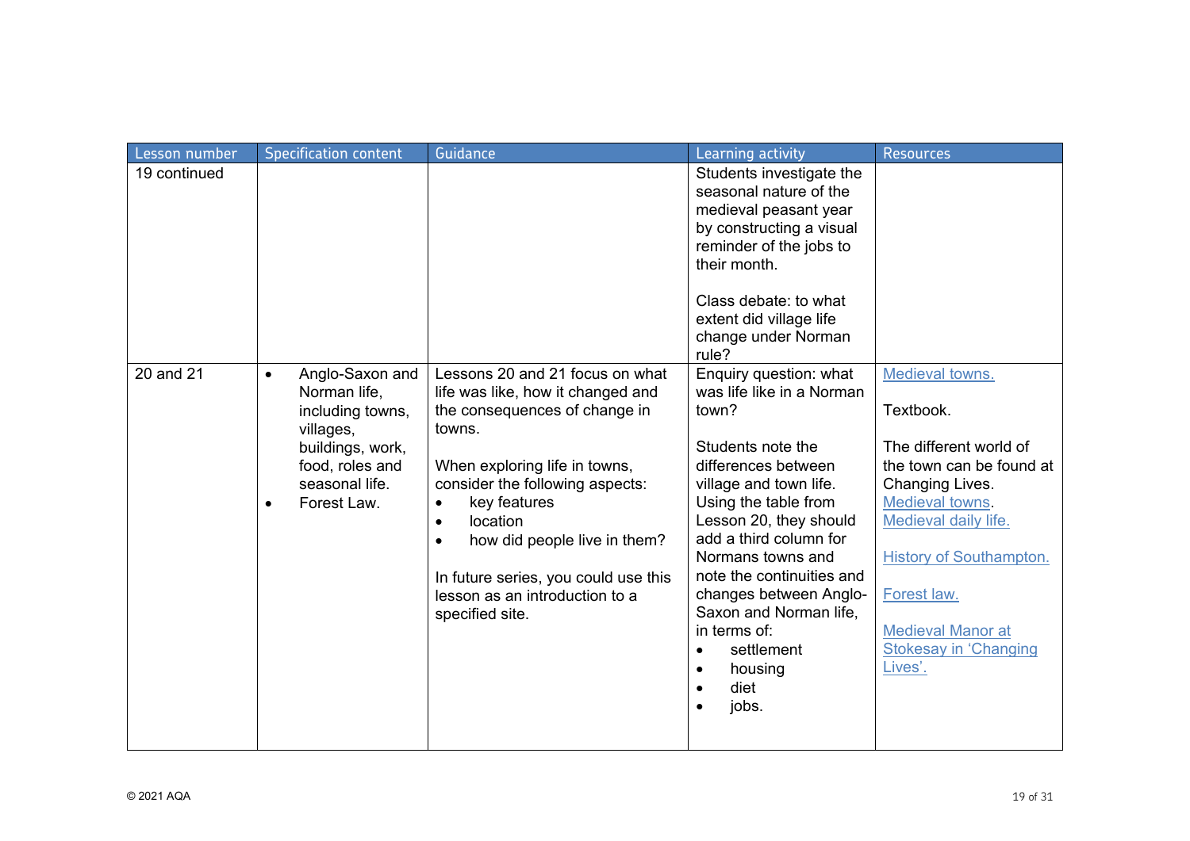| Lesson number | Specification content | Guidance | Learning activity | Resources |
|---|---|---|---|---|
| 19 continued | | | Students investigate the seasonal nature of the medieval peasant year by constructing a visual reminder of the jobs to their month.<br><br>Class debate: to what extent did village life change under Norman rule? | |
| 20 and 21 | • Anglo-Saxon and Norman life, including towns, villages, buildings, work, food, roles and seasonal life.<br>• Forest Law. | Lessons 20 and 21 focus on what life was like, how it changed and the consequences of change in towns.<br><br>When exploring life in towns, consider the following aspects:<br>• key features<br>• location<br>• how did people live in them?<br><br>In future series, you could use this lesson as an introduction to a specified site. | Enquiry question: what was life like in a Norman town?<br><br>Students note the differences between village and town life. Using the table from Lesson 20, they should add a third column for Normans towns and note the continuities and changes between Anglo-Saxon and Norman life, in terms of:<br>• settlement<br>• housing<br>• diet<br>• jobs. | Medieval towns.<br><br>Textbook.<br><br>The different world of the town can be found at Changing Lives. Medieval towns. Medieval daily life.<br><br>History of Southampton.<br><br>Forest law.<br><br>Medieval Manor at Stokesay in 'Changing Lives'. |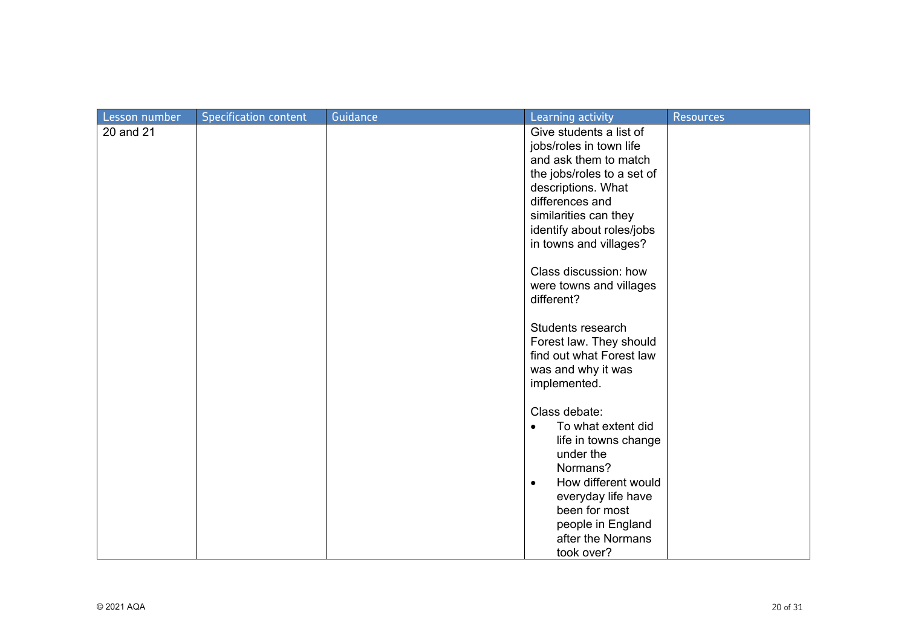| Lesson number | Specification content | Guidance | Learning activity | Resources |
|---|---|---|---|---|
| 20 and 21 | | | Give students a list of jobs/roles in town life and ask them to match the jobs/roles to a set of descriptions. What differences and similarities can they identify about roles/jobs in towns and villages?<br><br>Class discussion: how were towns and villages different?<br><br>Students research Forest law. They should find out what Forest law was and why it was implemented.<br><br>Class debate:<br>• To what extent did life in towns change under the Normans?<br>• How different would everyday life have been for most people in England after the Normans took over? | |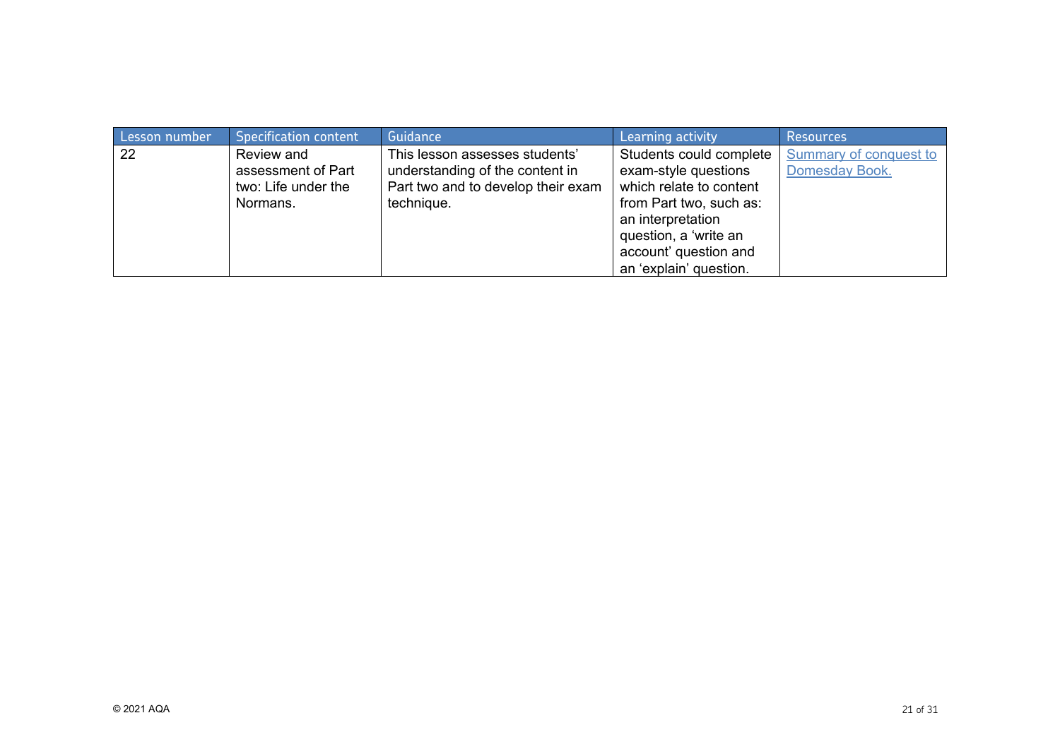| Lesson number | Specification content | Guidance | Learning activity | Resources |
|---|---|---|---|---|
| 22 | Review and assessment of Part two: Life under the Normans. | This lesson assesses students' understanding of the content in Part two and to develop their exam technique. | Students could complete exam-style questions which relate to content from Part two, such as: an interpretation question, a 'write an account' question and an 'explain' question. | Summary of conquest to Domesday Book. |

© 2021 AQA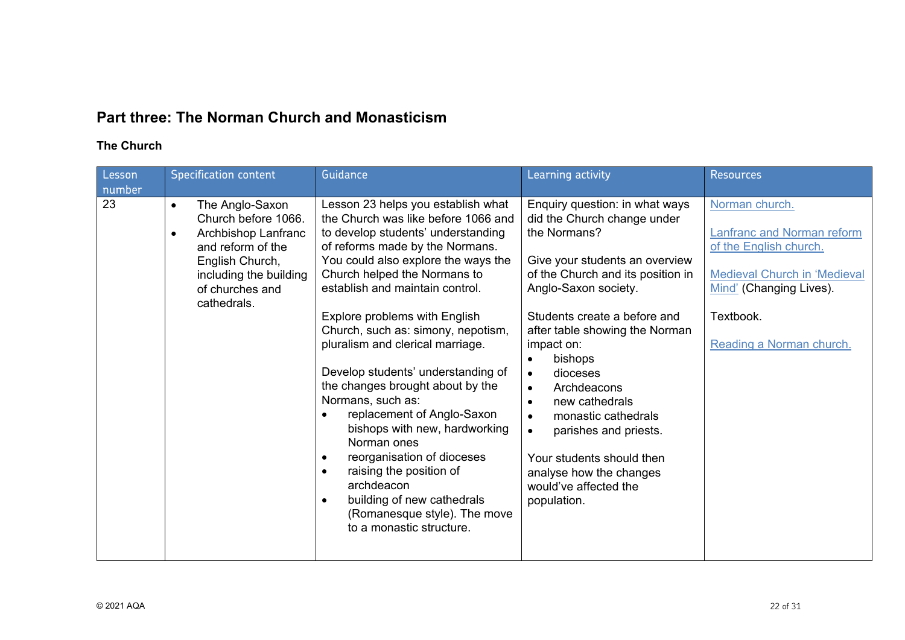## Part three: The Norman Church and Monasticism

### The Church

| Lesson number | Specification content | Guidance | Learning activity | Resources |
|---|---|---|---|---|
| 23 | • The Anglo-Saxon Church before 1066.<br>• Archbishop Lanfranc and reform of the English Church, including the building of churches and cathedrals. | Lesson 23 helps you establish what the Church was like before 1066 and to develop students' understanding of reforms made by the Normans. You could also explore the ways the Church helped the Normans to establish and maintain control.<br><br>Explore problems with English Church, such as: simony, nepotism, pluralism and clerical marriage.<br><br>Develop students' understanding of the changes brought about by the Normans, such as:<br>• replacement of Anglo-Saxon bishops with new, hardworking Norman ones<br>• reorganisation of dioceses<br>• raising the position of archdeacon<br>• building of new cathedrals (Romanesque style). The move to a monastic structure. | Enquiry question: in what ways did the Church change under the Normans?<br><br>Give your students an overview of the Church and its position in Anglo-Saxon society.<br><br>Students create a before and after table showing the Norman impact on:<br>• bishops<br>• dioceses<br>• Archdeacons<br>• new cathedrals<br>• monastic cathedrals<br>• parishes and priests.<br><br>Your students should then analyse how the changes would've affected the population. | Norman church.<br><br>Lanfranc and Norman reform of the English church.<br><br>Medieval Church in 'Medieval Mind' (Changing Lives).<br><br>Textbook.<br><br>Reading a Norman church. |

© 2021 AQA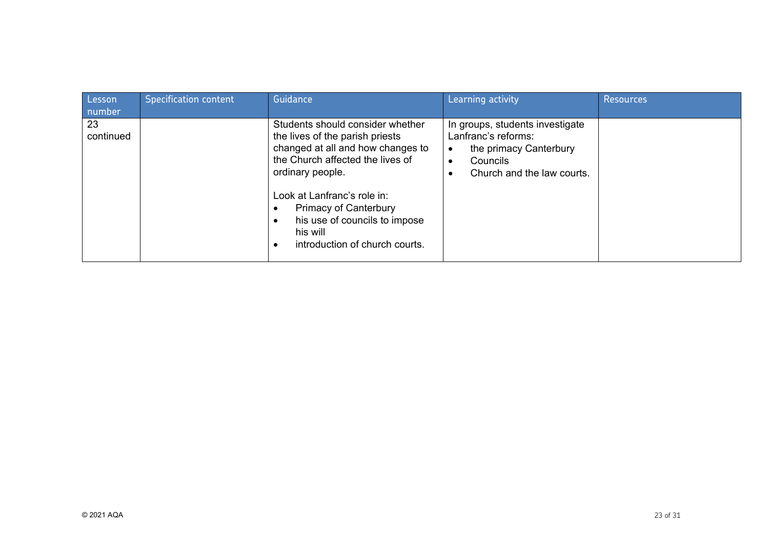| Lesson number | Specification content | Guidance | Learning activity | Resources |
| --- | --- | --- | --- | --- |
| 23 continued | | Students should consider whether the lives of the parish priests changed at all and how changes to the Church affected the lives of ordinary people.<br><br>Look at Lanfranc's role in:<br>• Primacy of Canterbury<br>• his use of councils to impose his will<br>• introduction of church courts. | In groups, students investigate Lanfranc's reforms:<br>• the primacy Canterbury<br>• Councils<br>• Church and the law courts. | |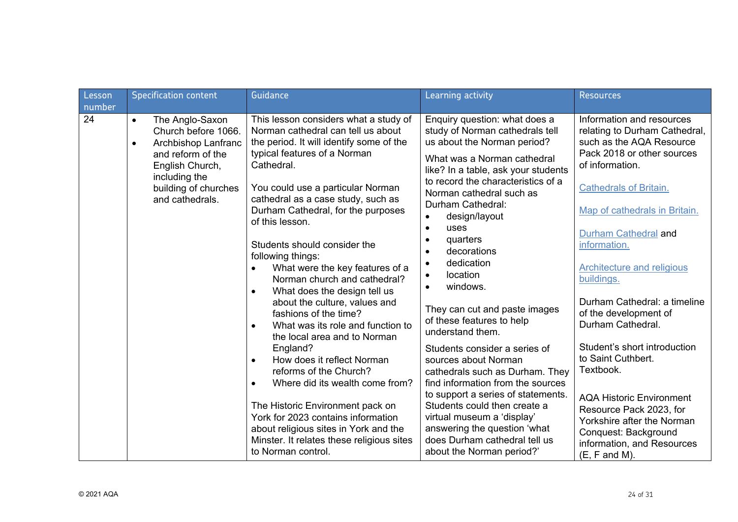| Lesson number | Specification content | Guidance | Learning activity | Resources |
|---|---|---|---|---|
| 24 | • The Anglo-Saxon Church before 1066.<br>• Archbishop Lanfranc and reform of the English Church, including the building of churches and cathedrals. | This lesson considers what a study of Norman cathedral can tell us about the period. It will identify some of the typical features of a Norman Cathedral.<br><br>You could use a particular Norman cathedral as a case study, such as Durham Cathedral, for the purposes of this lesson.<br><br>Students should consider the following things:<br>• What were the key features of a Norman church and cathedral?<br>• What does the design tell us about the culture, values and fashions of the time?<br>• What was its role and function to the local area and to Norman England?<br>• How does it reflect Norman reforms of the Church?<br>• Where did its wealth come from?<br><br>The Historic Environment pack on York for 2023 contains information about religious sites in York and the Minster. It relates these religious sites to Norman control. | Enquiry question: what does a study of Norman cathedrals tell us about the Norman period?<br><br>What was a Norman cathedral like? In a table, ask your students to record the characteristics of a Norman cathedral such as Durham Cathedral:<br>• design/layout<br>• uses<br>• quarters<br>• decorations<br>• dedication<br>• location<br>• windows.<br><br>They can cut and paste images of these features to help understand them.<br><br>Students consider a series of sources about Norman cathedrals such as Durham. They find information from the sources to support a series of statements. Students could then create a virtual museum a 'display' answering the question 'what does Durham cathedral tell us about the Norman period?' | Information and resources relating to Durham Cathedral, such as the AQA Resource Pack 2018 or other sources of information.<br><br>Cathedrals of Britain.<br><br>Map of cathedrals in Britain.<br><br>Durham Cathedral and information.<br><br>Architecture and religious buildings.<br><br>Durham Cathedral: a timeline of the development of Durham Cathedral.<br><br>Student's short introduction to Saint Cuthbert.<br>Textbook.<br><br>AQA Historic Environment Resource Pack 2023, for Yorkshire after the Norman Conquest: Background information, and Resources (E, F and M). |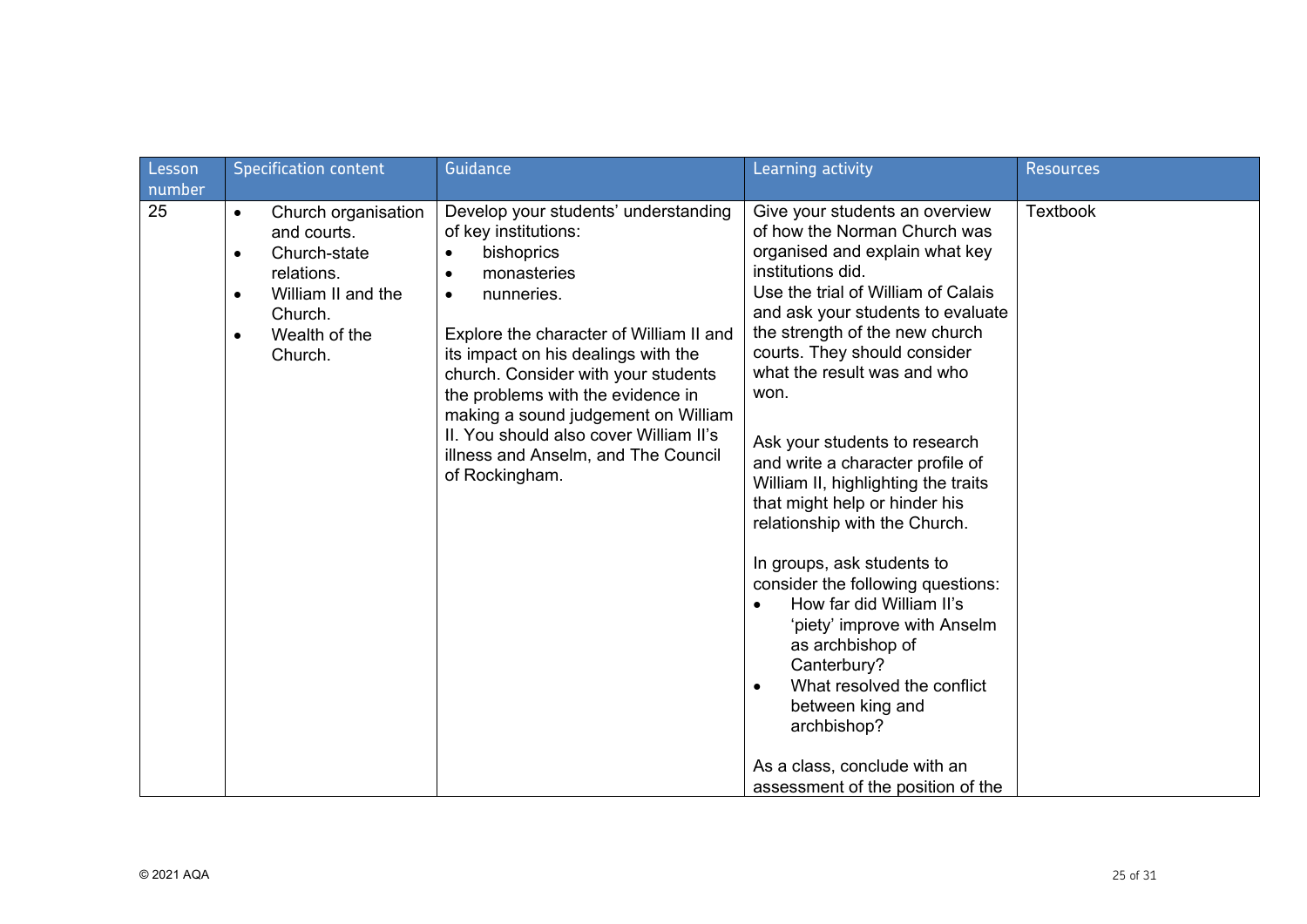| Lesson number | Specification content | Guidance | Learning activity | Resources |
| --- | --- | --- | --- | --- |
| 25 | • Church organisation and courts.<br>• Church-state relations.<br>• William II and the Church.<br>• Wealth of the Church. | Develop your students' understanding of key institutions:<br>• bishoprics<br>• monasteries<br>• nunneries.<br><br>Explore the character of William II and its impact on his dealings with the church. Consider with your students the problems with the evidence in making a sound judgement on William II. You should also cover William II's illness and Anselm, and The Council of Rockingham. | Give your students an overview of how the Norman Church was organised and explain what key institutions did.<br>Use the trial of William of Calais and ask your students to evaluate the strength of the new church courts. They should consider what the result was and who won.<br><br>Ask your students to research and write a character profile of William II, highlighting the traits that might help or hinder his relationship with the Church.<br><br>In groups, ask students to consider the following questions:<br>• How far did William II's 'piety' improve with Anselm as archbishop of Canterbury?<br>• What resolved the conflict between king and archbishop?<br><br>As a class, conclude with an assessment of the position of the | Textbook |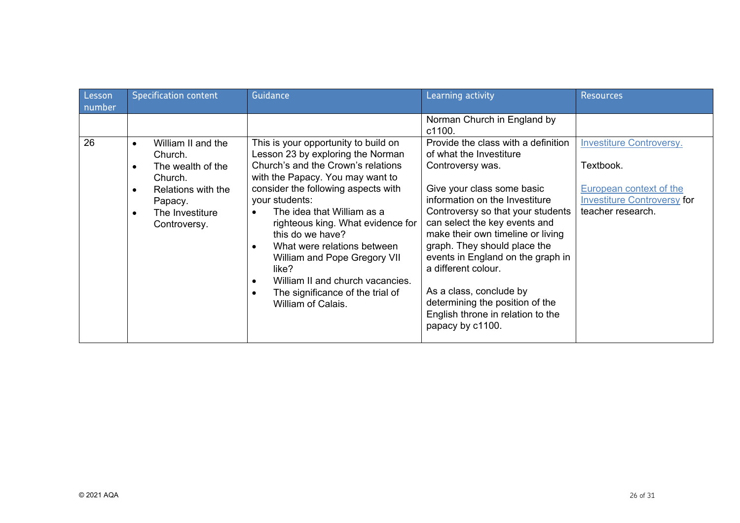| Lesson number | Specification content | Guidance | Learning activity | Resources |
| --- | --- | --- | --- | --- |
| | | | Norman Church in England by c1100. | |
| 26 | • William II and the Church.<br>• The wealth of the Church.<br>• Relations with the Papacy.<br>• The Investiture Controversy. | This is your opportunity to build on Lesson 23 by exploring the Norman Church's and the Crown's relations with the Papacy. You may want to consider the following aspects with your students:<br>• The idea that William as a righteous king. What evidence for this do we have?<br>• What were relations between William and Pope Gregory VII like?<br>• William II and church vacancies.<br>• The significance of the trial of William of Calais. | Provide the class with a definition of what the Investiture Controversy was.<br><br>Give your class some basic information on the Investiture Controversy so that your students can select the key events and make their own timeline or living graph. They should place the events in England on the graph in a different colour.<br><br>As a class, conclude by determining the position of the English throne in relation to the papacy by c1100. | Investiture Controversy.<br><br>Textbook.<br><br>European context of the Investiture Controversy for teacher research. |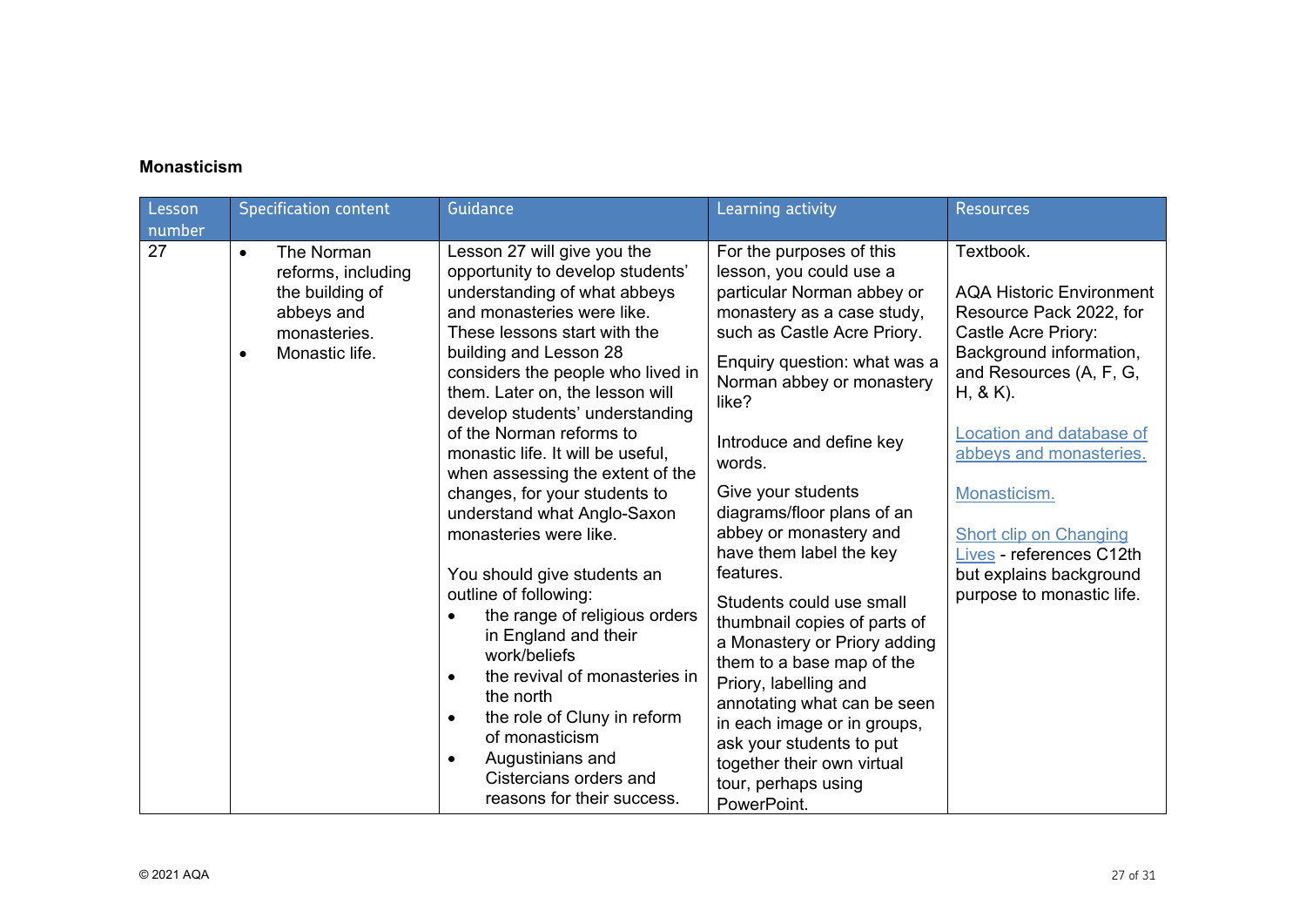**Monasticism**

| Lesson number | Specification content | Guidance | Learning activity | Resources |
|---|---|---|---|---|
| 27 | • The Norman reforms, including the building of abbeys and monasteries.<br>• Monastic life. | Lesson 27 will give you the opportunity to develop students' understanding of what abbeys and monasteries were like. These lessons start with the building and Lesson 28 considers the people who lived in them. Later on, the lesson will develop students' understanding of the Norman reforms to monastic life. It will be useful, when assessing the extent of the changes, for your students to understand what Anglo-Saxon monasteries were like.<br><br>You should give students an outline of following:<br>• the range of religious orders in England and their work/beliefs<br>• the revival of monasteries in the north<br>• the role of Cluny in reform of monasticism<br>• Augustinians and Cistercians orders and reasons for their success. | For the purposes of this lesson, you could use a particular Norman abbey or monastery as a case study, such as Castle Acre Priory.<br><br>Enquiry question: what was a Norman abbey or monastery like?<br><br>Introduce and define key words.<br><br>Give your students diagrams/floor plans of an abbey or monastery and have them label the key features.<br><br>Students could use small thumbnail copies of parts of a Monastery or Priory adding them to a base map of the Priory, labelling and annotating what can be seen in each image or in groups, ask your students to put together their own virtual tour, perhaps using PowerPoint. | Textbook.<br><br>AQA Historic Environment Resource Pack 2022, for Castle Acre Priory: Background information, and Resources (A, F, G, H, & K).<br><br>Location and database of abbeys and monasteries.<br><br>Monasticism.<br><br>Short clip on Changing Lives - references C12th but explains background purpose to monastic life. |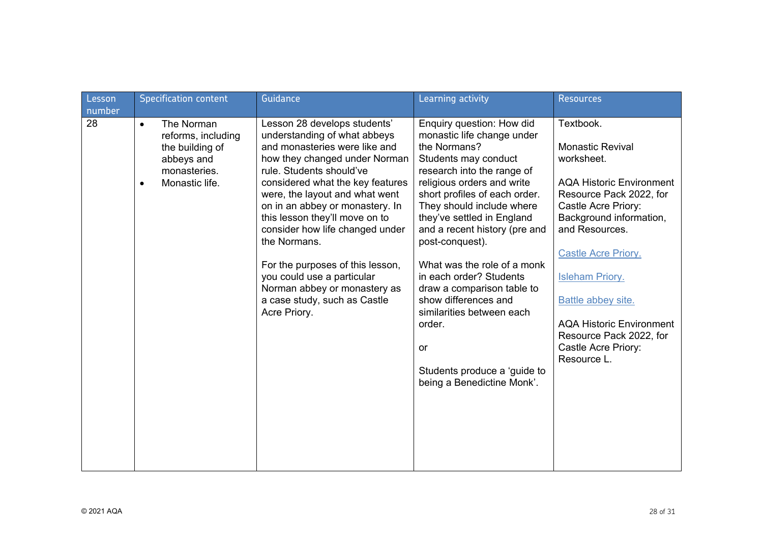| Lesson number | Specification content | Guidance | Learning activity | Resources |
|---|---|---|---|---|
| 28 | • The Norman reforms, including the building of abbeys and monasteries.<br>• Monastic life. | Lesson 28 develops students' understanding of what abbeys and monasteries were like and how they changed under Norman rule. Students should've considered what the key features were, the layout and what went on in an abbey or monastery. In this lesson they'll move on to consider how life changed under the Normans.<br><br>For the purposes of this lesson, you could use a particular Norman abbey or monastery as a case study, such as Castle Acre Priory. | Enquiry question: How did monastic life change under the Normans?<br>Students may conduct research into the range of religious orders and write short profiles of each order. They should include where they've settled in England and a recent history (pre and post-conquest).<br><br>What was the role of a monk in each order? Students draw a comparison table to show differences and similarities between each order.<br><br>or<br><br>Students produce a 'guide to being a Benedictine Monk'. | Textbook.<br><br>Monastic Revival worksheet.<br><br>AQA Historic Environment Resource Pack 2022, for Castle Acre Priory: Background information, and Resources.<br><br>Castle Acre Priory.<br><br>Isleham Priory.<br><br>Battle abbey site.<br><br>AQA Historic Environment Resource Pack 2022, for Castle Acre Priory: Resource L. |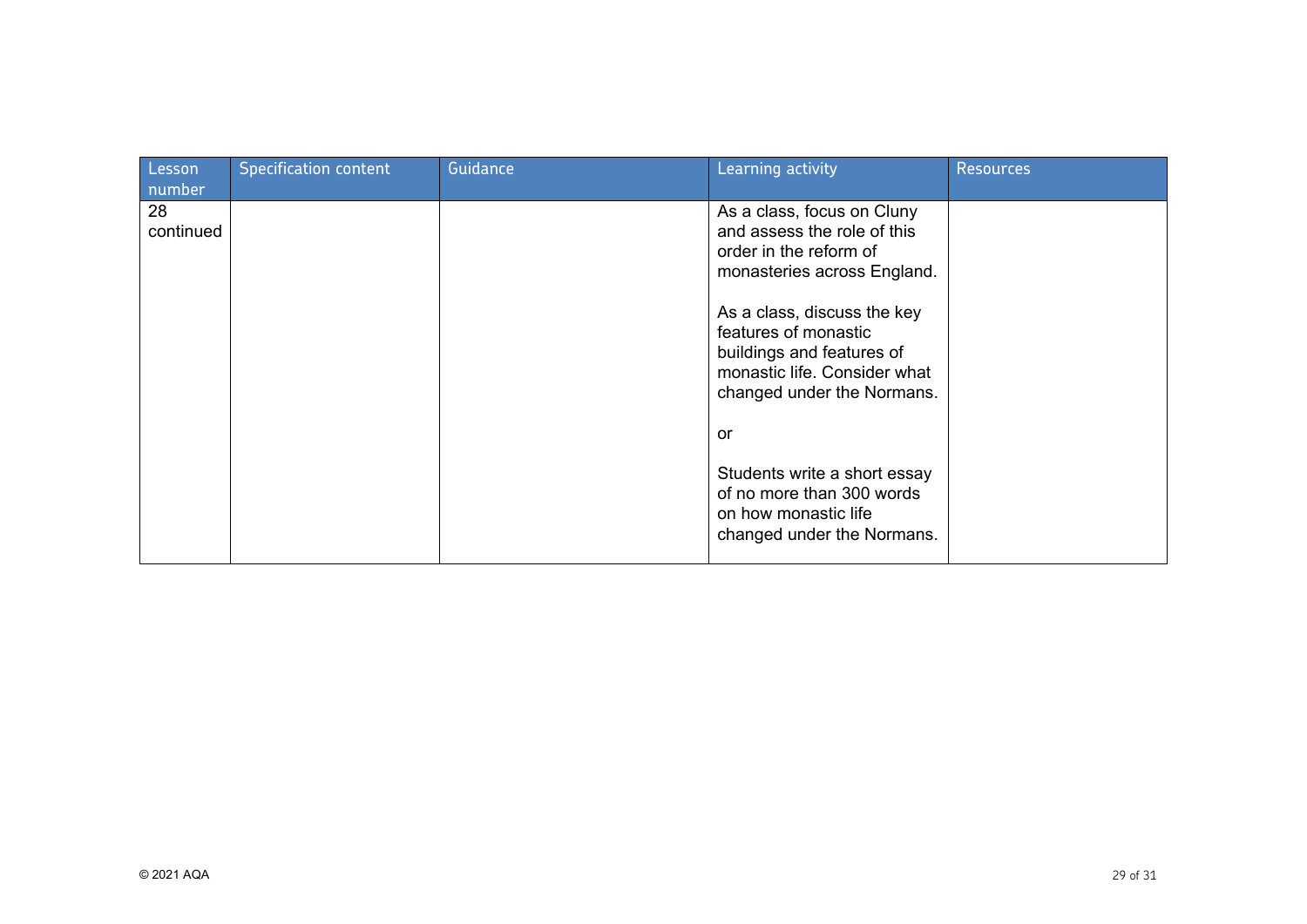| Lesson number | Specification content | Guidance | Learning activity | Resources |
|---|---|---|---|---|
| 28 continued | | | As a class, focus on Cluny and assess the role of this order in the reform of monasteries across England.<br><br>As a class, discuss the key features of monastic buildings and features of monastic life. Consider what changed under the Normans.<br><br>or<br><br>Students write a short essay of no more than 300 words on how monastic life changed under the Normans. | |

© 2021 AQA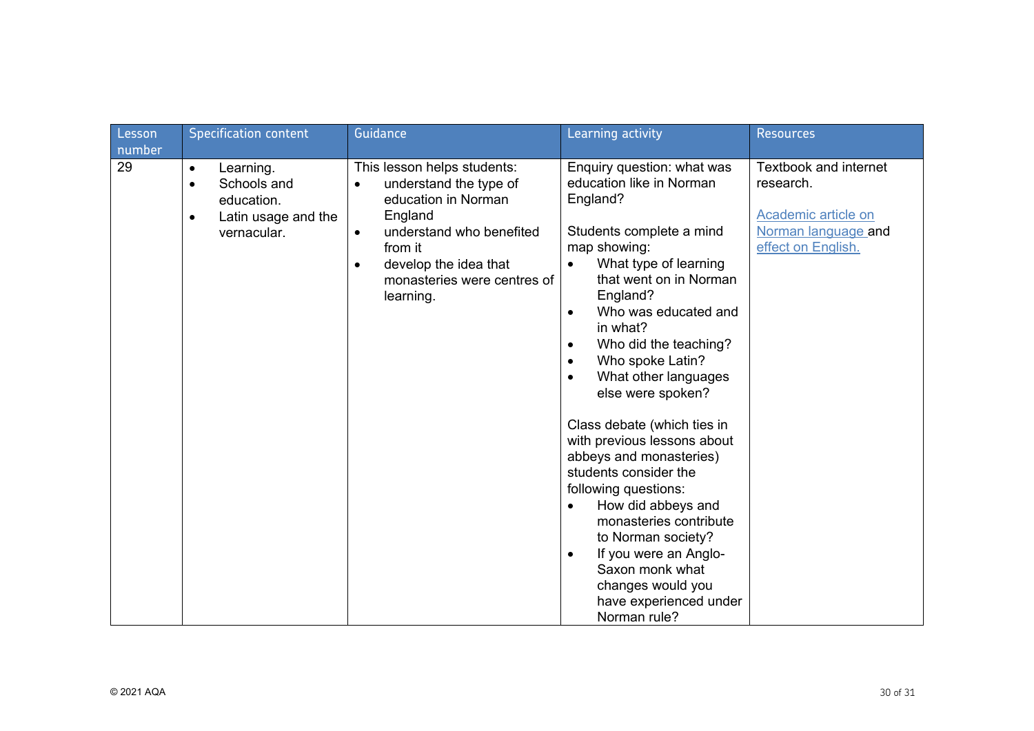| Lesson number | Specification content | Guidance | Learning activity | Resources |
|---|---|---|---|---|
| 29 | • Learning.<br>• Schools and education.<br>• Latin usage and the vernacular. | This lesson helps students:<br>• understand the type of education in Norman England<br>• understand who benefited from it<br>• develop the idea that monasteries were centres of learning. | Enquiry question: what was education like in Norman England?<br><br>Students complete a mind map showing:<br>• What type of learning that went on in Norman England?<br>• Who was educated and in what?<br>• Who did the teaching?<br>• Who spoke Latin?<br>• What other languages else were spoken?<br><br>Class debate (which ties in with previous lessons about abbeys and monasteries) students consider the following questions:<br>• How did abbeys and monasteries contribute to Norman society?<br>• If you were an Anglo-Saxon monk what changes would you have experienced under Norman rule? | Textbook and internet research.<br><br>Academic article on Norman language and effect on English. |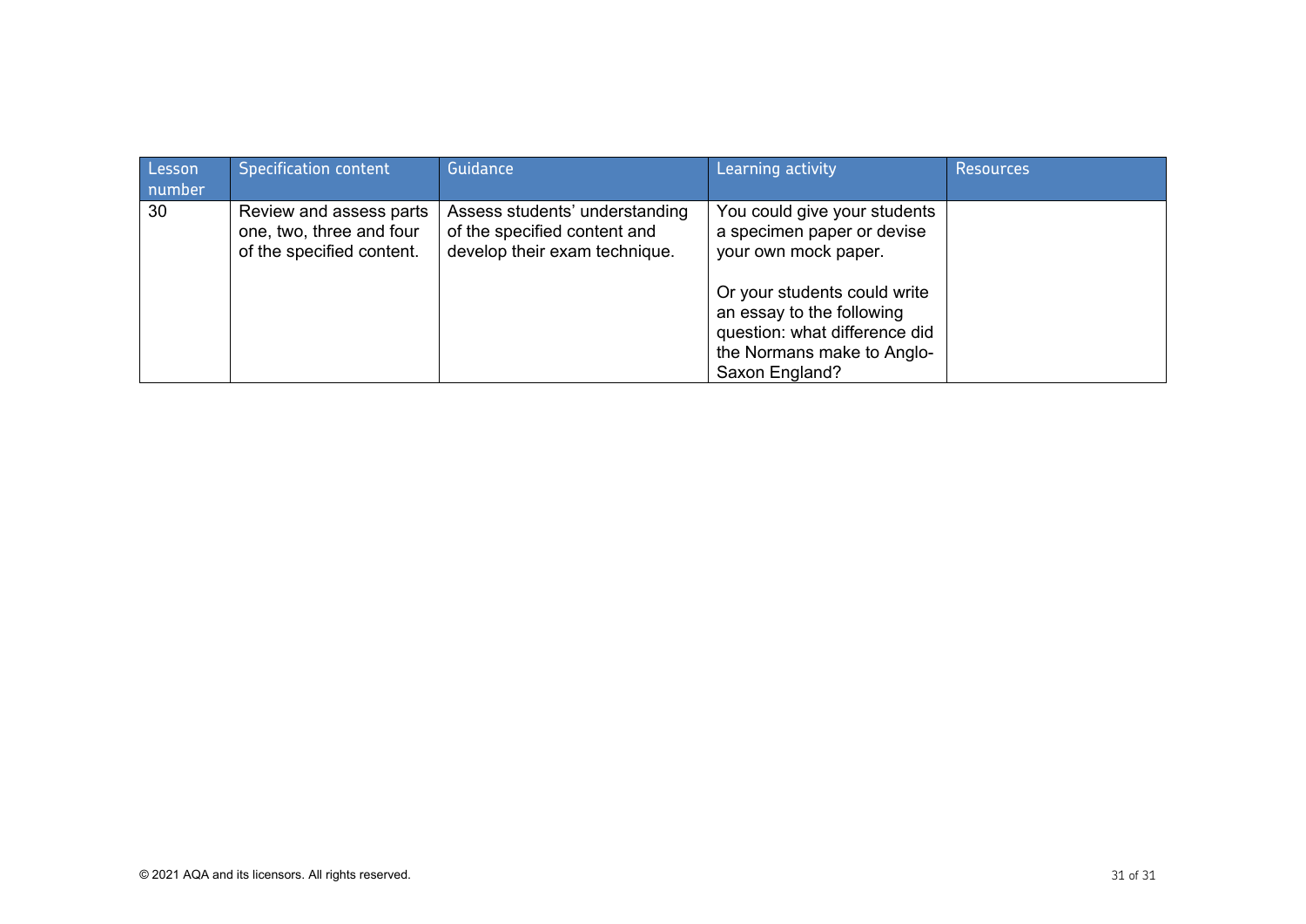| Lesson number | Specification content | Guidance | Learning activity | Resources |
| --- | --- | --- | --- | --- |
| 30 | Review and assess parts one, two, three and four of the specified content. | Assess students' understanding of the specified content and develop their exam technique. | You could give your students a specimen paper or devise your own mock paper.<br><br>Or your students could write an essay to the following question: what difference did the Normans make to Anglo-Saxon England? | |

© 2021 AQA and its licensors. All rights reserved.